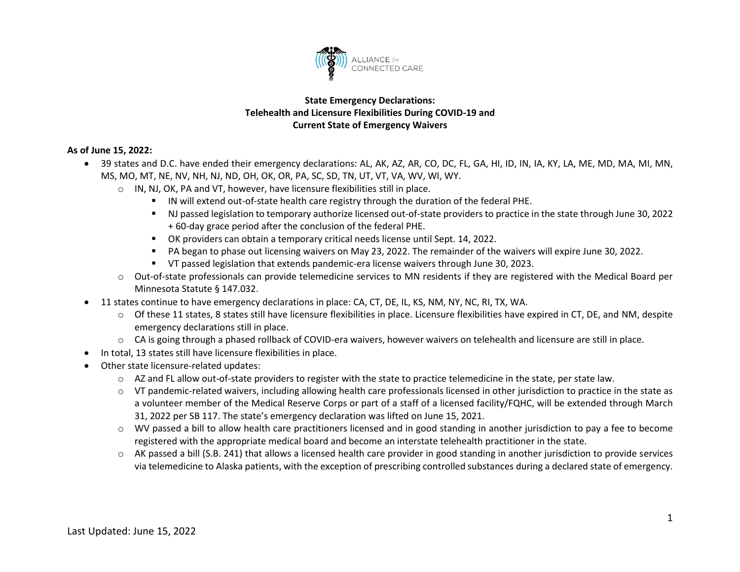ALLIANCE *for* CONNECTED CARE

**State Emergency Declarations:
Telehealth and Licensure Flexibilities During COVID-19 and
Current State of Emergency Waivers**

**As of June 15, 2022:**

- 39 states and D.C. have ended their emergency declarations: AL, AK, AZ, AR, CO, DC, FL, GA, HI, ID, IN, IA, KY, LA, ME, MD, MA, MI, MN, MS, MO, MT, NE, NV, NH, NJ, ND, OH, OK, OR, PA, SC, SD, TN, UT, VT, VA, WV, WI, WY.
    - IN, NJ, OK, PA and VT, however, have licensure flexibilities still in place.
        - IN will extend out-of-state health care registry through the duration of the federal PHE.
        - NJ passed legislation to temporary authorize licensed out-of-state providers to practice in the state through June 30, 2022 + 60-day grace period after the conclusion of the federal PHE.
        - OK providers can obtain a temporary critical needs license until Sept. 14, 2022.
        - PA began to phase out licensing waivers on May 23, 2022. The remainder of the waivers will expire June 30, 2022.
        - VT passed legislation that extends pandemic-era license waivers through June 30, 2023.
    - Out-of-state professionals can provide telemedicine services to MN residents if they are registered with the Medical Board per Minnesota Statute § 147.032.
- 11 states continue to have emergency declarations in place: CA, CT, DE, IL, KS, NM, NY, NC, RI, TX, WA.
    - Of these 11 states, 8 states still have licensure flexibilities in place. Licensure flexibilities have expired in CT, DE, and NM, despite emergency declarations still in place.
    - CA is going through a phased rollback of COVID-era waivers, however waivers on telehealth and licensure are still in place.
- In total, 13 states still have licensure flexibilities in place.
- Other state licensure-related updates:
    - AZ and FL allow out-of-state providers to register with the state to practice telemedicine in the state, per state law.
    - VT pandemic-related waivers, including allowing health care professionals licensed in other jurisdiction to practice in the state as a volunteer member of the Medical Reserve Corps or part of a staff of a licensed facility/FQHC, will be extended through March 31, 2022 per SB 117. The state's emergency declaration was lifted on June 15, 2021.
    - WV passed a bill to allow health care practitioners licensed and in good standing in another jurisdiction to pay a fee to become registered with the appropriate medical board and become an interstate telehealth practitioner in the state.
    - AK passed a bill (S.B. 241) that allows a licensed health care provider in good standing in another jurisdiction to provide services via telemedicine to Alaska patients, with the exception of prescribing controlled substances during a declared state of emergency.

Last Updated: June 15, 2022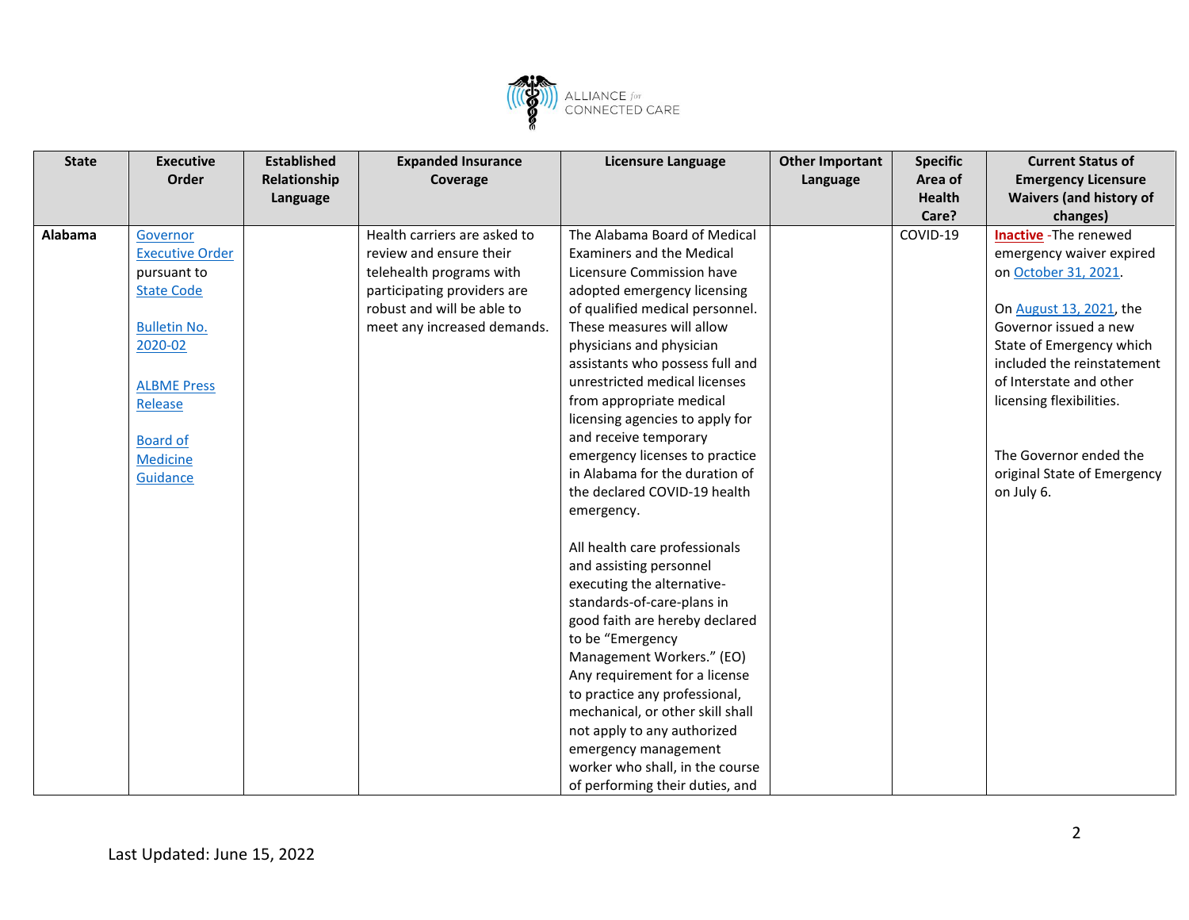| State | Executive Order | Established Relationship Language | Expanded Insurance Coverage | Licensure Language | Other Important Language | Specific Area of Health Care? | Current Status of Emergency Licensure Waivers (and history of changes) |
|---|---|---|---|---|---|---|---|
| **Alabama** | Governor Executive Order pursuant to State Code<br><br>Bulletin No. 2020-02<br><br>ALBME Press Release<br><br>Board of Medicine Guidance | | Health carriers are asked to review and ensure their telehealth programs with participating providers are robust and will be able to meet any increased demands. | The Alabama Board of Medical Examiners and the Medical Licensure Commission have adopted emergency licensing of qualified medical personnel. These measures will allow physicians and physician assistants who possess full and unrestricted medical licenses from appropriate medical licensing agencies to apply for and receive temporary emergency licenses to practice in Alabama for the duration of the declared COVID-19 health emergency.<br><br>All health care professionals and assisting personnel executing the alternative-standards-of-care-plans in good faith are hereby declared to be "Emergency Management Workers." (EO) Any requirement for a license to practice any professional, mechanical, or other skill shall not apply to any authorized emergency management worker who shall, in the course of performing their duties, and | | COVID-19 | **Inactive** -The renewed emergency waiver expired on October 31, 2021.<br><br>On August 13, 2021, the Governor issued a new State of Emergency which included the reinstatement of Interstate and other licensing flexibilities.<br><br>The Governor ended the original State of Emergency on July 6. |

Last Updated: June 15, 2022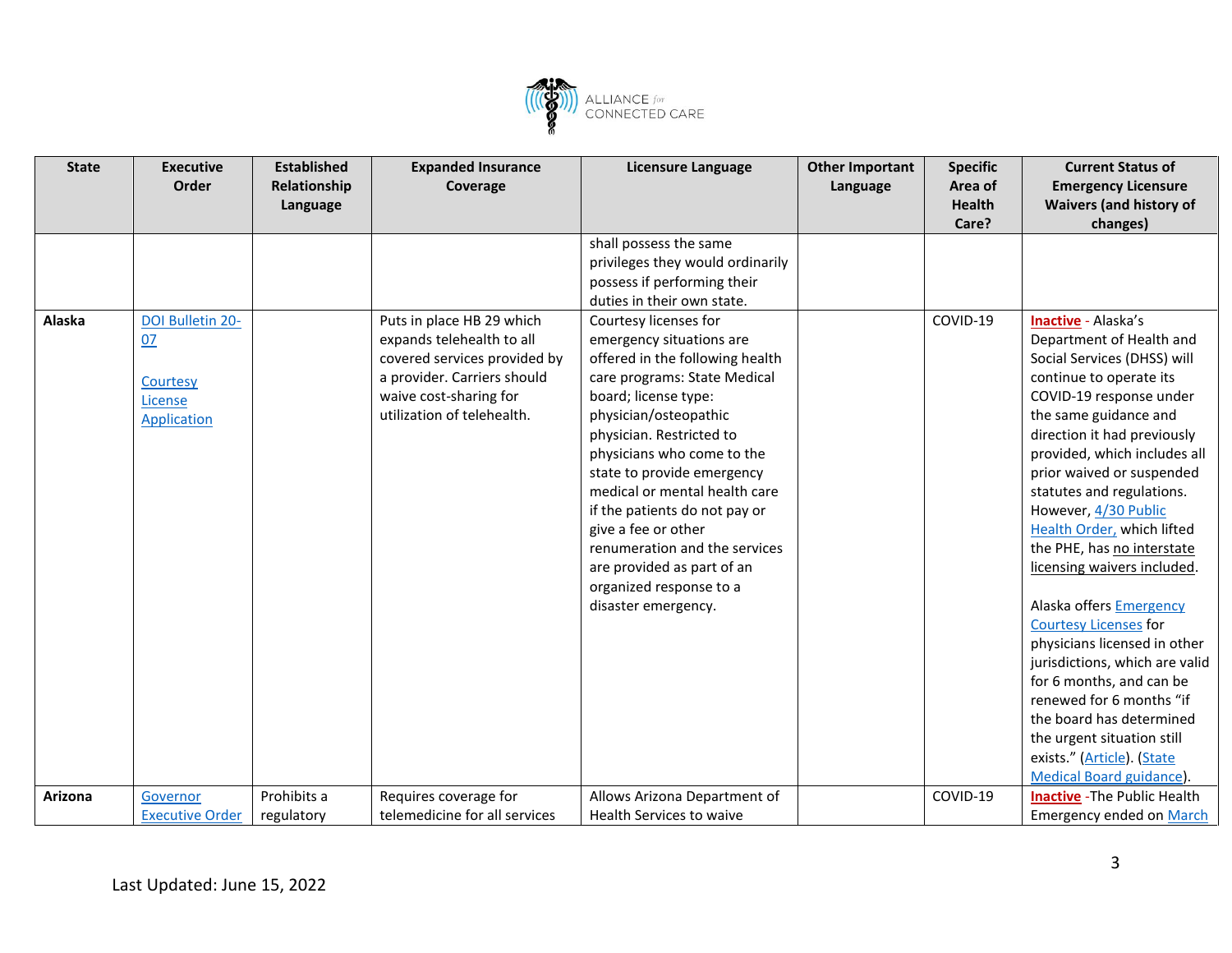| State | Executive Order | Established Relationship Language | Expanded Insurance Coverage | Licensure Language | Other Important Language | Specific Area of Health Care? | Current Status of Emergency Licensure Waivers (and history of changes) |
|---|---|---|---|---|---|---|---|
| | | | | shall possess the same privileges they would ordinarily possess if performing their duties in their own state. | | | |
| **Alaska** | DOI Bulletin 20-07<br><br>Courtesy License Application | | Puts in place HB 29 which expands telehealth to all covered services provided by a provider. Carriers should waive cost-sharing for utilization of telehealth. | Courtesy licenses for emergency situations are offered in the following health care programs: State Medical board; license type: physician/osteopathic physician. Restricted to physicians who come to the state to provide emergency medical or mental health care if the patients do not pay or give a fee or other renumeration and the services are provided as part of an organized response to a disaster emergency. | | COVID-19 | **Inactive** - Alaska's Department of Health and Social Services (DHSS) will continue to operate its COVID-19 response under the same guidance and direction it had previously provided, which includes all prior waived or suspended statutes and regulations. However, 4/30 Public Health Order, which lifted the PHE, has no interstate licensing waivers included.<br><br>Alaska offers Emergency Courtesy Licenses for physicians licensed in other jurisdictions, which are valid for 6 months, and can be renewed for 6 months "if the board has determined the urgent situation still exists." (Article). (State Medical Board guidance). |
| **Arizona** | Governor Executive Order | Prohibits a regulatory | Requires coverage for telemedicine for all services | Allows Arizona Department of Health Services to waive | | COVID-19 | **Inactive** -The Public Health Emergency ended on March |

Last Updated: June 15, 2022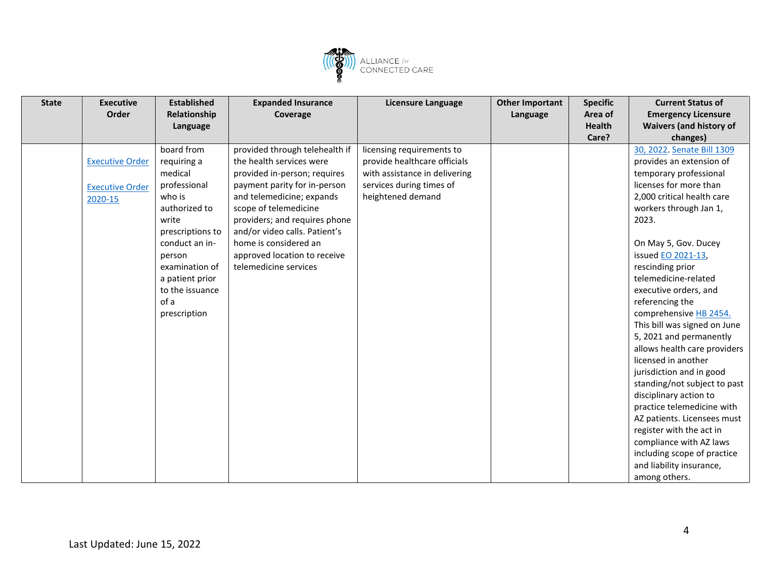| State | Executive Order | Established Relationship Language | Expanded Insurance Coverage | Licensure Language | Other Important Language | Specific Area of Health Care? | Current Status of Emergency Licensure Waivers (and history of changes) |
|---|---|---|---|---|---|---|---|
| | Executive Order<br><br>Executive Order 2020-15 | board from requiring a medical professional who is authorized to write prescriptions to conduct an in-person examination of a patient prior to the issuance of a prescription | provided through telehealth if the health services were provided in-person; requires payment parity for in-person and telemedicine; expands scope of telemedicine providers; and requires phone and/or video calls. Patient's home is considered an approved location to receive telemedicine services | licensing requirements to provide healthcare officials with assistance in delivering services during times of heightened demand | | | 30, 2022. Senate Bill 1309 provides an extension of temporary professional licenses for more than 2,000 critical health care workers through Jan 1, 2023.<br><br>On May 5, Gov. Ducey issued EO 2021-13, rescinding prior telemedicine-related executive orders, and referencing the comprehensive HB 2454. This bill was signed on June 5, 2021 and permanently allows health care providers licensed in another jurisdiction and in good standing/not subject to past disciplinary action to practice telemedicine with AZ patients. Licensees must register with the act in compliance with AZ laws including scope of practice and liability insurance, among others. |

Last Updated: June 15, 2022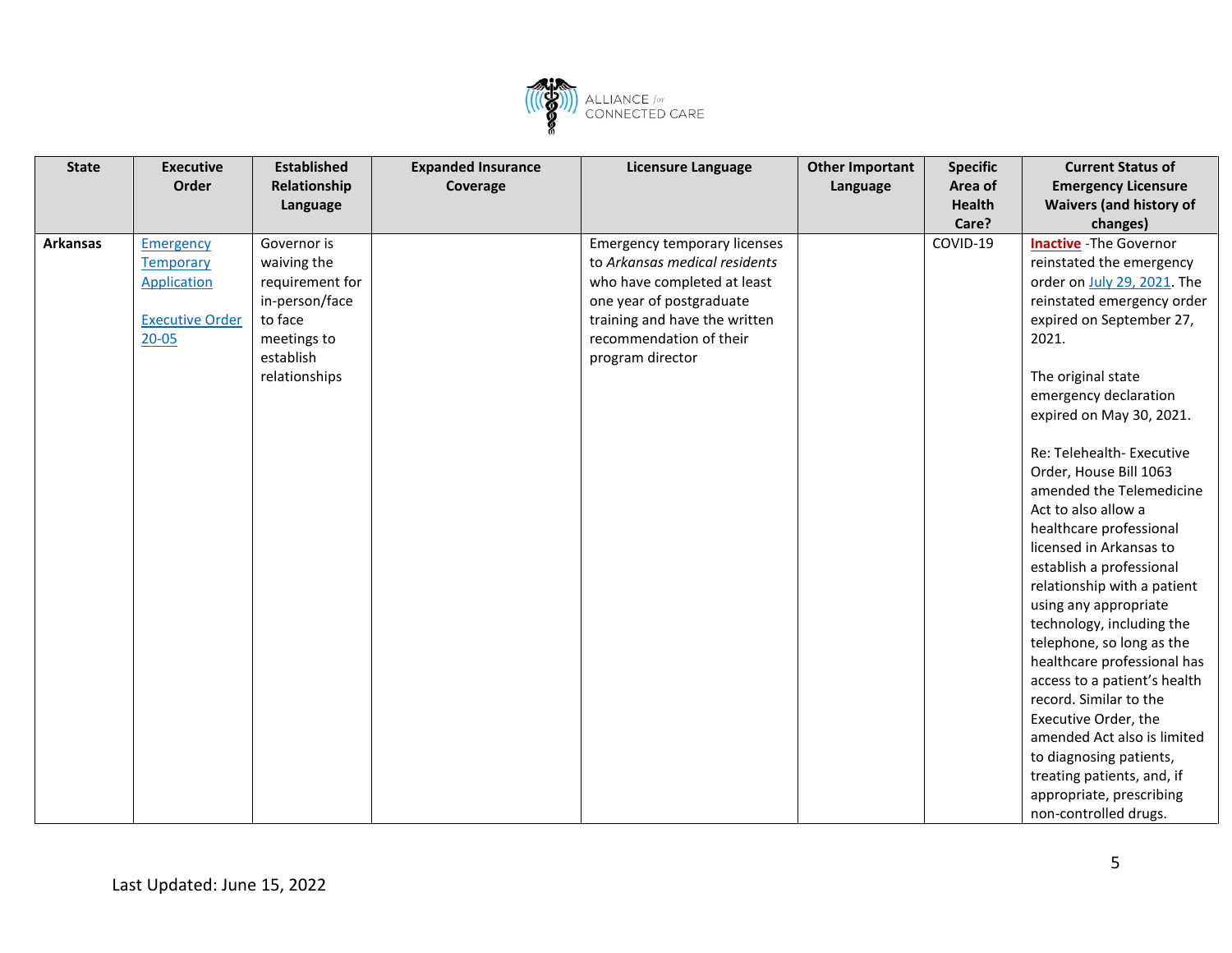| State | Executive Order | Established Relationship Language | Expanded Insurance Coverage | Licensure Language | Other Important Language | Specific Area of Health Care? | Current Status of Emergency Licensure Waivers (and history of changes) |
|---|---|---|---|---|---|---|---|
| **Arkansas** | Emergency Temporary Application<br><br>Executive Order 20-05 | Governor is waiving the requirement for in-person/face to face meetings to establish relationships | | Emergency temporary licenses to *Arkansas medical residents* who have completed at least one year of postgraduate training and have the written recommendation of their program director | | COVID-19 | **Inactive** -The Governor reinstated the emergency order on July 29, 2021. The reinstated emergency order expired on September 27, 2021.<br><br>The original state emergency declaration expired on May 30, 2021.<br><br>Re: Telehealth- Executive Order, House Bill 1063 amended the Telemedicine Act to also allow a healthcare professional licensed in Arkansas to establish a professional relationship with a patient using any appropriate technology, including the telephone, so long as the healthcare professional has access to a patient's health record. Similar to the Executive Order, the amended Act also is limited to diagnosing patients, treating patients, and, if appropriate, prescribing non-controlled drugs. |

Last Updated: June 15, 2022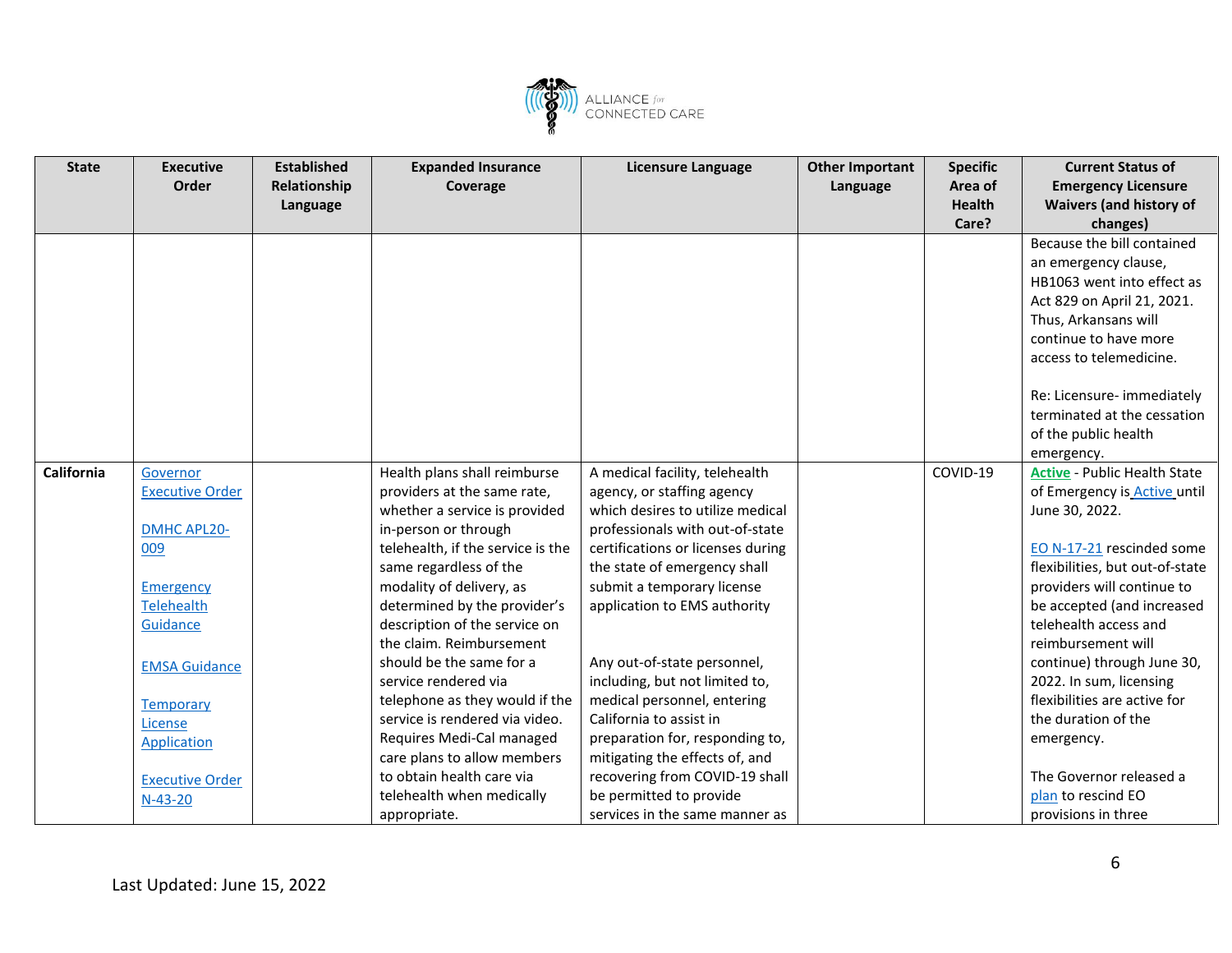| State | Executive Order | Established Relationship Language | Expanded Insurance Coverage | Licensure Language | Other Important Language | Specific Area of Health Care? | Current Status of Emergency Licensure Waivers (and history of changes) |
|---|---|---|---|---|---|---|---|
| | | | | | | | Because the bill contained an emergency clause, HB1063 went into effect as Act 829 on April 21, 2021. Thus, Arkansans will continue to have more access to telemedicine.<br><br>Re: Licensure- immediately terminated at the cessation of the public health emergency. |
| **California** | Governor Executive Order<br><br>DMHC APL20-009<br><br>Emergency Telehealth Guidance<br><br>EMSA Guidance<br><br>Temporary License Application<br><br>Executive Order N-43-20 | | Health plans shall reimburse providers at the same rate, whether a service is provided in-person or through telehealth, if the service is the same regardless of the modality of delivery, as determined by the provider's description of the service on the claim. Reimbursement should be the same for a service rendered via telephone as they would if the service is rendered via video. Requires Medi-Cal managed care plans to allow members to obtain health care via telehealth when medically appropriate. | A medical facility, telehealth agency, or staffing agency which desires to utilize medical professionals with out-of-state certifications or licenses during the state of emergency shall submit a temporary license application to EMS authority<br><br>Any out-of-state personnel, including, but not limited to, medical personnel, entering California to assist in preparation for, responding to, mitigating the effects of, and recovering from COVID-19 shall be permitted to provide services in the same manner as | | COVID-19 | **Active** - Public Health State of Emergency is Active until June 30, 2022.<br><br>EO N-17-21 rescinded some flexibilities, but out-of-state providers will continue to be accepted (and increased telehealth access and reimbursement will continue) through June 30, 2022. In sum, licensing flexibilities are active for the duration of the emergency.<br><br>The Governor released a plan to rescind EO provisions in three |

Last Updated: June 15, 2022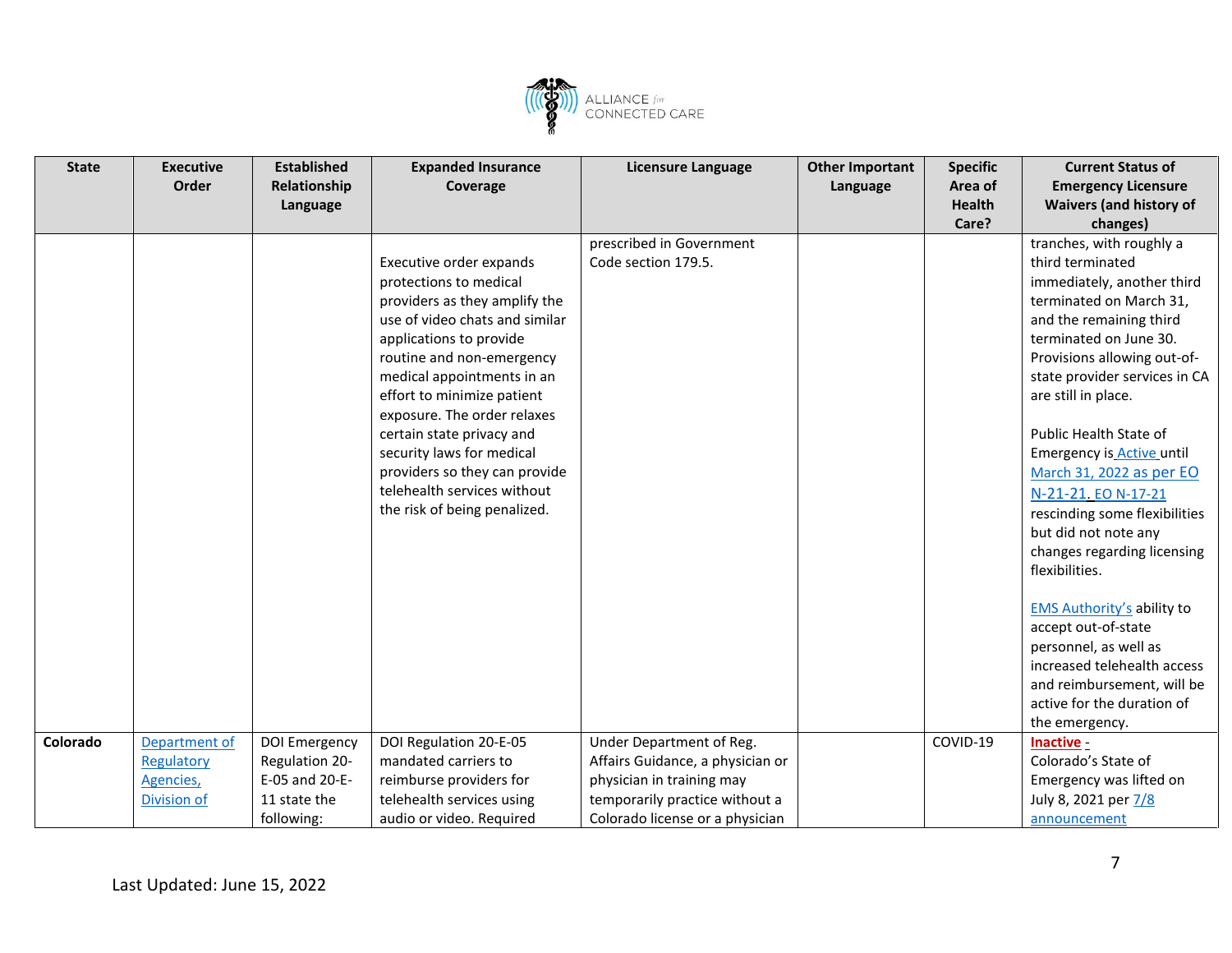| State | Executive Order | Established Relationship Language | Expanded Insurance Coverage | Licensure Language | Other Important Language | Specific Area of Health Care? | Current Status of Emergency Licensure Waivers (and history of changes) |
|---|---|---|---|---|---|---|---|
| | | | Executive order expands protections to medical providers as they amplify the use of video chats and similar applications to provide routine and non-emergency medical appointments in an effort to minimize patient exposure. The order relaxes certain state privacy and security laws for medical providers so they can provide telehealth services without the risk of being penalized. | prescribed in Government Code section 179.5. | | | tranches, with roughly a third terminated immediately, another third terminated on March 31, and the remaining third terminated on June 30. Provisions allowing out-of-state provider services in CA are still in place.<br><br>Public Health State of Emergency is Active until March 31, 2022 as per EO N-21-21. EO N-17-21 rescinding some flexibilities but did not note any changes regarding licensing flexibilities.<br><br>EMS Authority's ability to accept out-of-state personnel, as well as increased telehealth access and reimbursement, will be active for the duration of the emergency. |
| **Colorado** | Department of Regulatory Agencies, Division of | DOI Emergency Regulation 20-E-05 and 20-E-11 state the following: | DOI Regulation 20-E-05 mandated carriers to reimburse providers for telehealth services using audio or video. Required | Under Department of Reg. Affairs Guidance, a physician or physician in training may temporarily practice without a Colorado license or a physician | | COVID-19 | **Inactive** - Colorado's State of Emergency was lifted on July 8, 2021 per 7/8 announcement |

Last Updated: June 15, 2022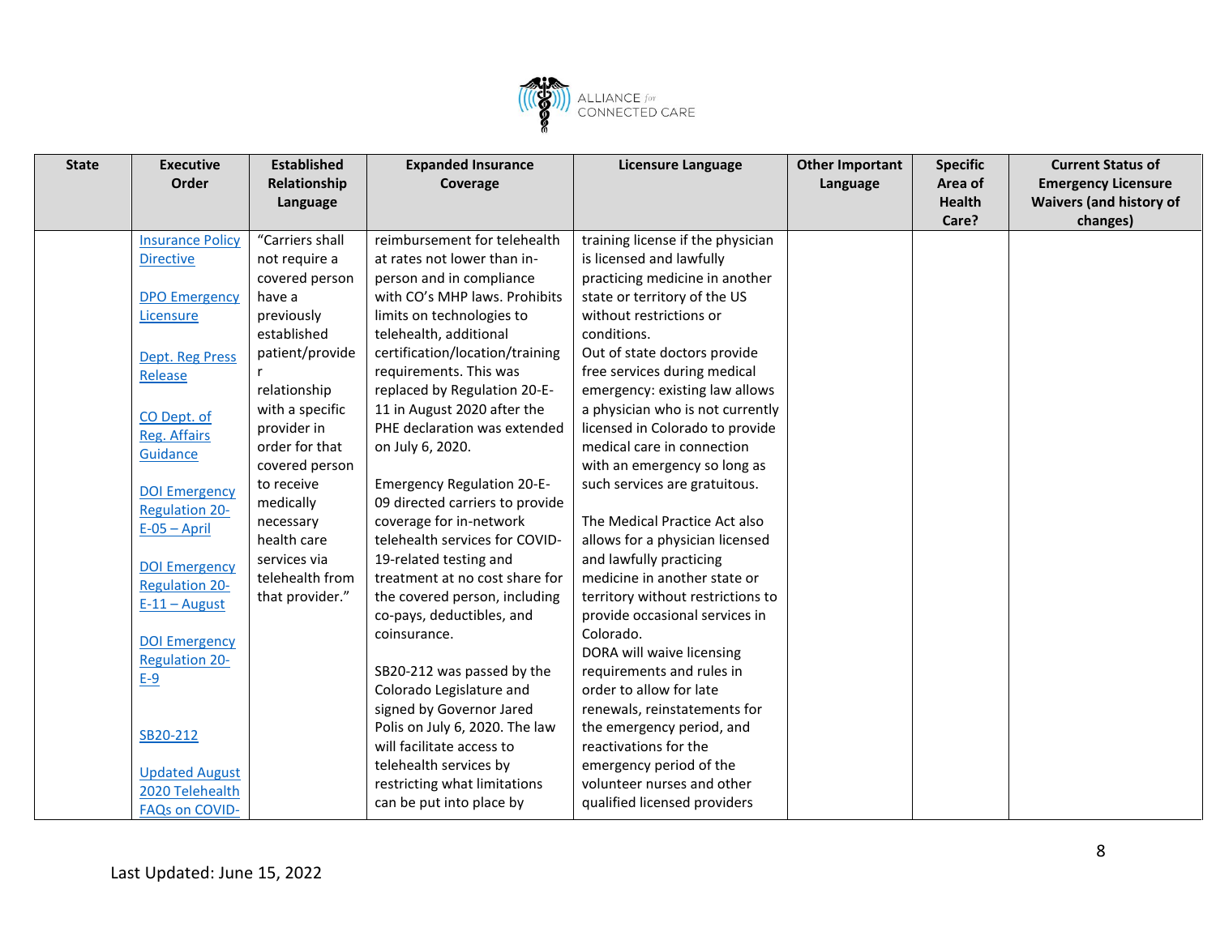| State | Executive Order | Established Relationship Language | Expanded Insurance Coverage | Licensure Language | Other Important Language | Specific Area of Health Care? | Current Status of Emergency Licensure Waivers (and history of changes) |
|---|---|---|---|---|---|---|---|
| | Insurance Policy Directive<br><br>DPO Emergency Licensure<br><br>Dept. Reg Press Release<br><br>CO Dept. of Reg. Affairs Guidance<br><br>DOI Emergency Regulation 20-E-05 – April<br><br>DOI Emergency Regulation 20-E-11 – August<br><br>DOI Emergency Regulation 20-E-9<br><br>SB20-212<br><br>Updated August 2020 Telehealth FAQs on COVID- | "Carriers shall not require a covered person have a previously established patient/provider relationship with a specific provider in order for that covered person to receive medically necessary health care services via telehealth from that provider." | reimbursement for telehealth at rates not lower than in-person and in compliance with CO's MHP laws. Prohibits limits on technologies to telehealth, additional certification/location/training requirements. This was replaced by Regulation 20-E-11 in August 2020 after the PHE declaration was extended on July 6, 2020.<br><br>Emergency Regulation 20-E-09 directed carriers to provide coverage for in-network telehealth services for COVID-19-related testing and treatment at no cost share for the covered person, including co-pays, deductibles, and coinsurance.<br><br>SB20-212 was passed by the Colorado Legislature and signed by Governor Jared Polis on July 6, 2020. The law will facilitate access to telehealth services by restricting what limitations can be put into place by | training license if the physician is licensed and lawfully practicing medicine in another state or territory of the US without restrictions or conditions.<br>Out of state doctors provide free services during medical emergency: existing law allows a physician who is not currently licensed in Colorado to provide medical care in connection with an emergency so long as such services are gratuitous.<br><br>The Medical Practice Act also allows for a physician licensed and lawfully practicing medicine in another state or territory without restrictions to provide occasional services in Colorado.<br>DORA will waive licensing requirements and rules in order to allow for late renewals, reinstatements for the emergency period, and reactivations for the emergency period of the volunteer nurses and other qualified licensed providers | | | |

Last Updated: June 15, 2022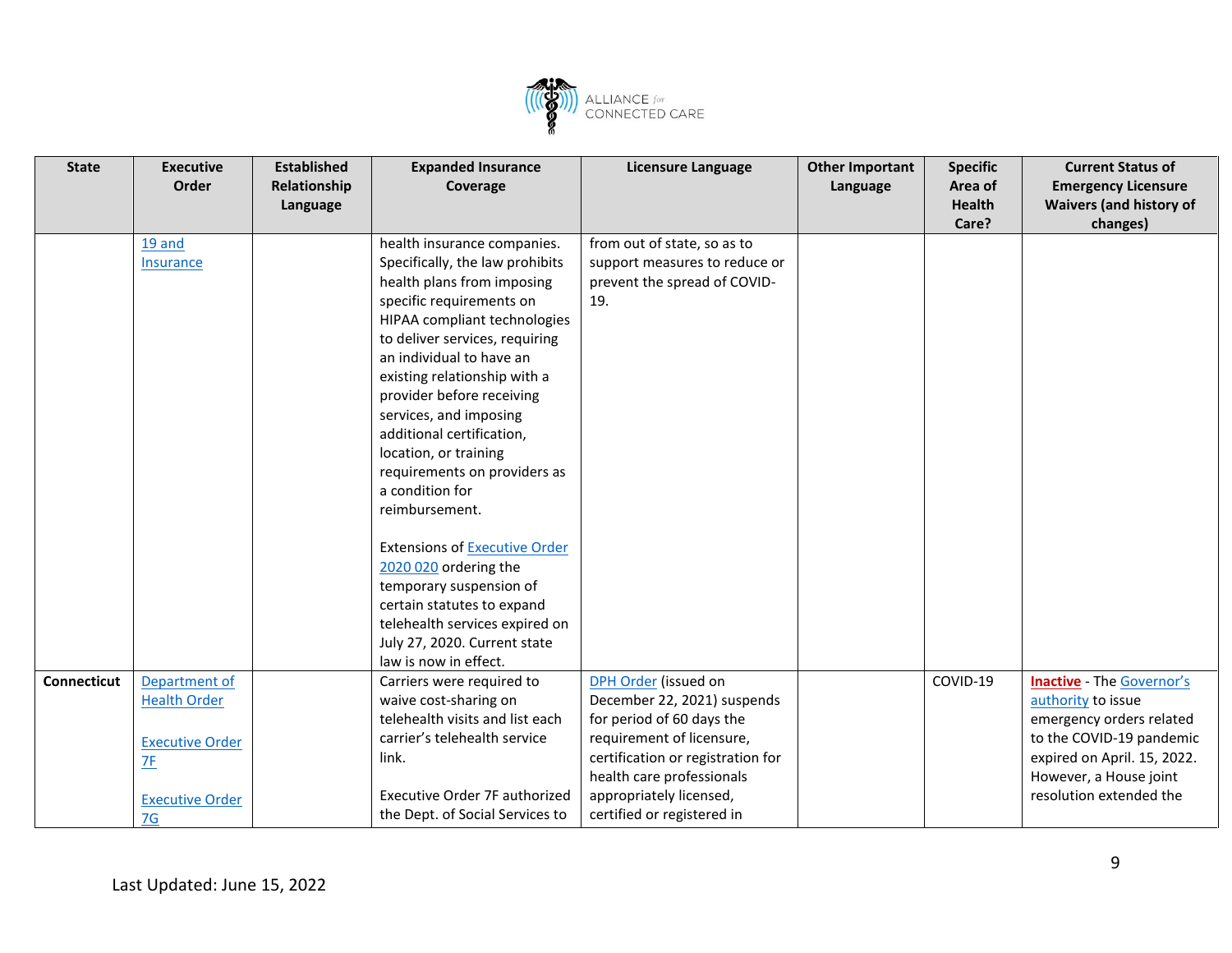| State | Executive Order | Established Relationship Language | Expanded Insurance Coverage | Licensure Language | Other Important Language | Specific Area of Health Care? | Current Status of Emergency Licensure Waivers (and history of changes) |
|---|---|---|---|---|---|---|---|
| | 19 and Insurance | | health insurance companies. Specifically, the law prohibits health plans from imposing specific requirements on HIPAA compliant technologies to deliver services, requiring an individual to have an existing relationship with a provider before receiving services, and imposing additional certification, location, or training requirements on providers as a condition for reimbursement.<br><br>Extensions of Executive Order 2020 020 ordering the temporary suspension of certain statutes to expand telehealth services expired on July 27, 2020. Current state law is now in effect. | from out of state, so as to support measures to reduce or prevent the spread of COVID-19. | | | |
| **Connecticut** | Department of Health Order<br><br>Executive Order 7F<br><br>Executive Order 7G | | Carriers were required to waive cost-sharing on telehealth visits and list each carrier's telehealth service link.<br><br>Executive Order 7F authorized the Dept. of Social Services to | DPH Order (issued on December 22, 2021) suspends for period of 60 days the requirement of licensure, certification or registration for health care professionals appropriately licensed, certified or registered in | | COVID-19 | **Inactive** - The Governor's authority to issue emergency orders related to the COVID-19 pandemic expired on April. 15, 2022. However, a House joint resolution extended the |

Last Updated: June 15, 2022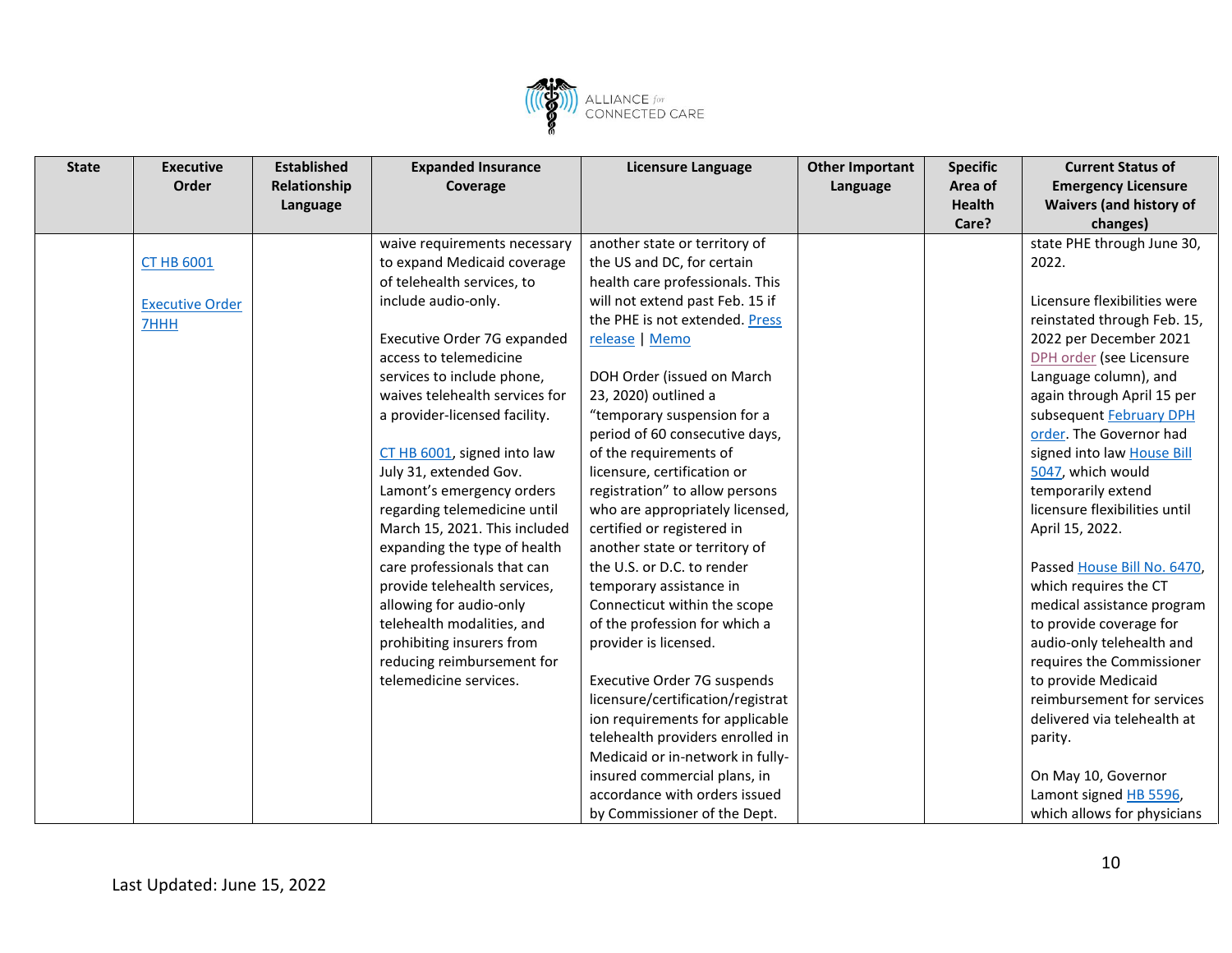| State | Executive Order | Established Relationship Language | Expanded Insurance Coverage | Licensure Language | Other Important Language | Specific Area of Health Care? | Current Status of Emergency Licensure Waivers (and history of changes) |
|---|---|---|---|---|---|---|---|
| | CT HB 6001<br><br>Executive Order 7HHH | | waive requirements necessary to expand Medicaid coverage of telehealth services, to include audio-only.<br><br>Executive Order 7G expanded access to telemedicine services to include phone, waives telehealth services for a provider-licensed facility.<br><br>CT HB 6001, signed into law July 31, extended Gov. Lamont's emergency orders regarding telemedicine until March 15, 2021. This included expanding the type of health care professionals that can provide telehealth services, allowing for audio-only telehealth modalities, and prohibiting insurers from reducing reimbursement for telemedicine services. | another state or territory of the US and DC, for certain health care professionals. This will not extend past Feb. 15 if the PHE is not extended. Press release \| Memo<br><br>DOH Order (issued on March 23, 2020) outlined a "temporary suspension for a period of 60 consecutive days, of the requirements of licensure, certification or registration" to allow persons who are appropriately licensed, certified or registered in another state or territory of the U.S. or D.C. to render temporary assistance in Connecticut within the scope of the profession for which a provider is licensed.<br><br>Executive Order 7G suspends licensure/certification/registration requirements for applicable telehealth providers enrolled in Medicaid or in-network in fully-insured commercial plans, in accordance with orders issued by Commissioner of the Dept. | | | state PHE through June 30, 2022.<br><br>Licensure flexibilities were reinstated through Feb. 15, 2022 per December 2021 DPH order (see Licensure Language column), and again through April 15 per subsequent February DPH order. The Governor had signed into law House Bill 5047, which would temporarily extend licensure flexibilities until April 15, 2022.<br><br>Passed House Bill No. 6470, which requires the CT medical assistance program to provide coverage for audio-only telehealth and requires the Commissioner to provide Medicaid reimbursement for services delivered via telehealth at parity.<br><br>On May 10, Governor Lamont signed HB 5596, which allows for physicians |

Last Updated: June 15, 2022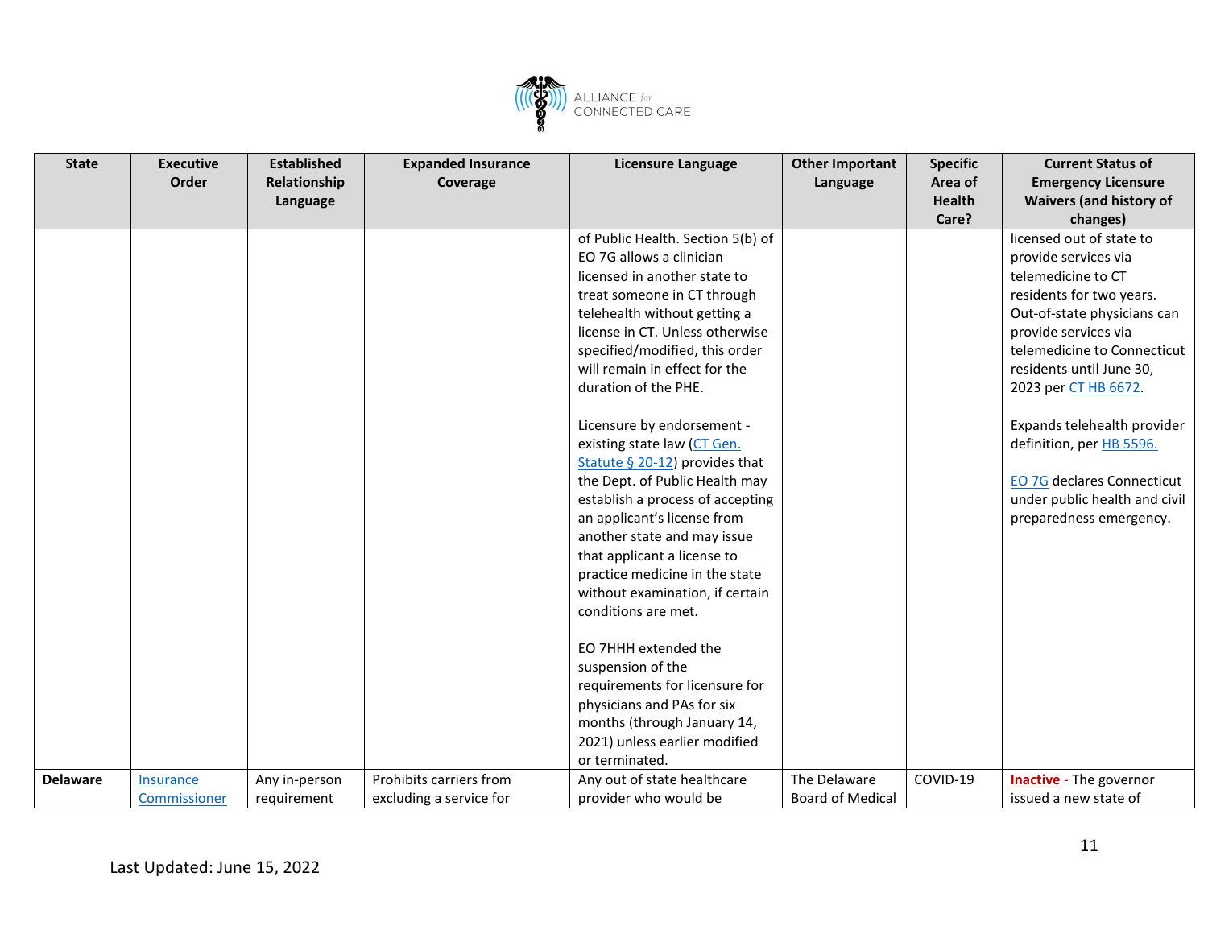| State | Executive Order | Established Relationship Language | Expanded Insurance Coverage | Licensure Language | Other Important Language | Specific Area of Health Care? | Current Status of Emergency Licensure Waivers (and history of changes) |
|---|---|---|---|---|---|---|---|
| | | | | of Public Health. Section 5(b) of EO 7G allows a clinician licensed in another state to treat someone in CT through telehealth without getting a license in CT. Unless otherwise specified/modified, this order will remain in effect for the duration of the PHE.<br><br>Licensure by endorsement - existing state law (CT Gen. Statute § 20-12) provides that the Dept. of Public Health may establish a process of accepting an applicant's license from another state and may issue that applicant a license to practice medicine in the state without examination, if certain conditions are met.<br><br>EO 7HHH extended the suspension of the requirements for licensure for physicians and PAs for six months (through January 14, 2021) unless earlier modified or terminated. | | | licensed out of state to provide services via telemedicine to CT residents for two years. Out-of-state physicians can provide services via telemedicine to Connecticut residents until June 30, 2023 per CT HB 6672.<br><br>Expands telehealth provider definition, per HB 5596.<br><br>EO 7G declares Connecticut under public health and civil preparedness emergency. |
| **Delaware** | Insurance Commissioner | Any in-person requirement | Prohibits carriers from excluding a service for | Any out of state healthcare provider who would be | The Delaware Board of Medical | COVID-19 | **Inactive** - The governor issued a new state of |

Last Updated: June 15, 2022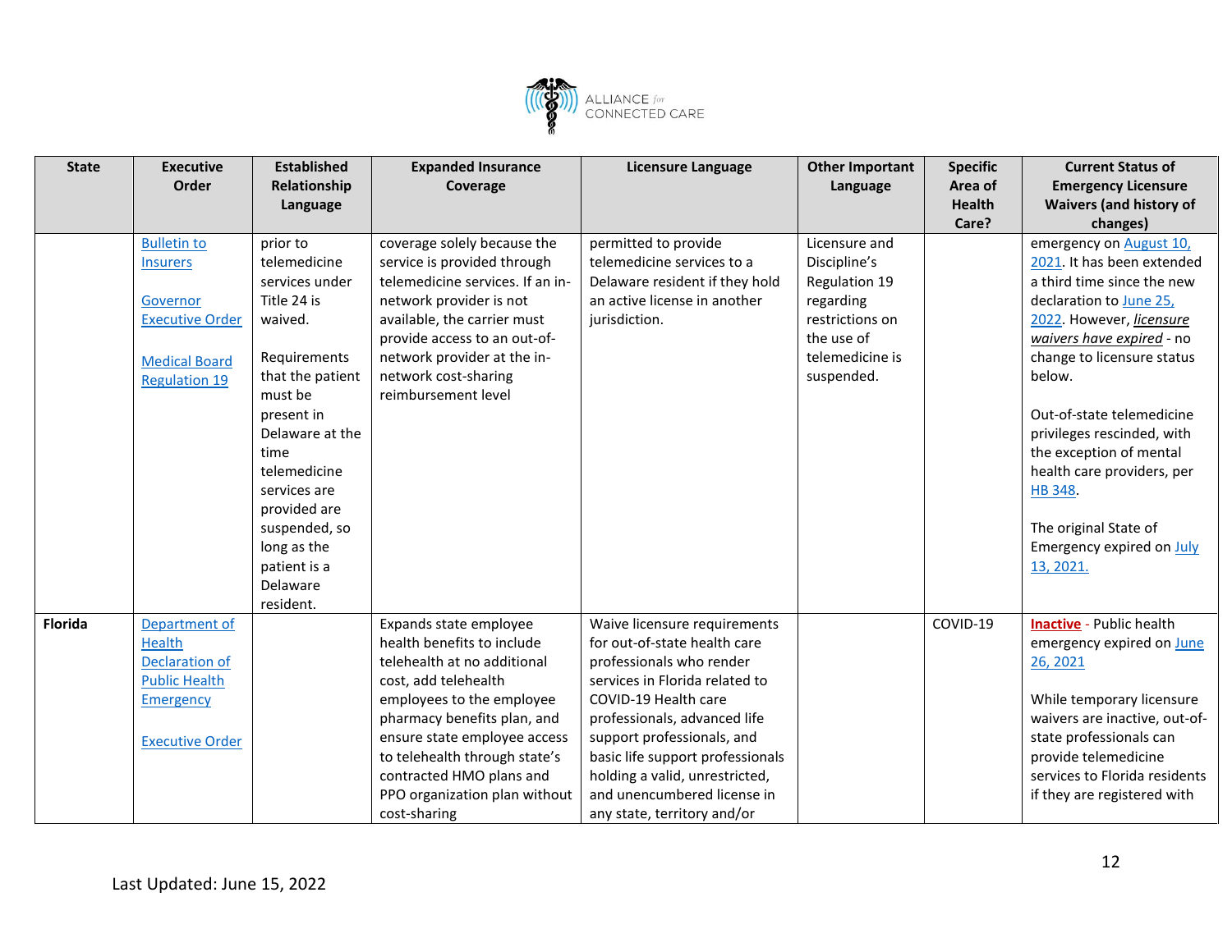| State | Executive Order | Established Relationship Language | Expanded Insurance Coverage | Licensure Language | Other Important Language | Specific Area of Health Care? | Current Status of Emergency Licensure Waivers (and history of changes) |
|---|---|---|---|---|---|---|---|
| | Bulletin to Insurers<br><br>Governor Executive Order<br><br>Medical Board Regulation 19 | prior to telemedicine services under Title 24 is waived.<br><br>Requirements that the patient must be present in Delaware at the time telemedicine services are provided are suspended, so long as the patient is a Delaware resident. | coverage solely because the service is provided through telemedicine services. If an in-network provider is not available, the carrier must provide access to an out-of-network provider at the in-network cost-sharing reimbursement level | permitted to provide telemedicine services to a Delaware resident if they hold an active license in another jurisdiction. | Licensure and Discipline's Regulation 19 regarding restrictions on the use of telemedicine is suspended. | | emergency on August 10, 2021. It has been extended a third time since the new declaration to June 25, 2022. However, ***licensure waivers have expired*** - no change to licensure status below.<br><br>Out-of-state telemedicine privileges rescinded, with the exception of mental health care providers, per HB 348.<br><br>The original State of Emergency expired on July 13, 2021. |
| **Florida** | Department of Health Declaration of Public Health Emergency<br><br>Executive Order | | Expands state employee health benefits to include telehealth at no additional cost, add telehealth employees to the employee pharmacy benefits plan, and ensure state employee access to telehealth through state's contracted HMO plans and PPO organization plan without cost-sharing | Waive licensure requirements for out-of-state health care professionals who render services in Florida related to COVID-19 Health care professionals, advanced life support professionals, and basic life support professionals holding a valid, unrestricted, and unencumbered license in any state, territory and/or | | COVID-19 | **Inactive** - Public health emergency expired on June 26, 2021<br><br>While temporary licensure waivers are inactive, out-of-state professionals can provide telemedicine services to Florida residents if they are registered with |

Last Updated: June 15, 2022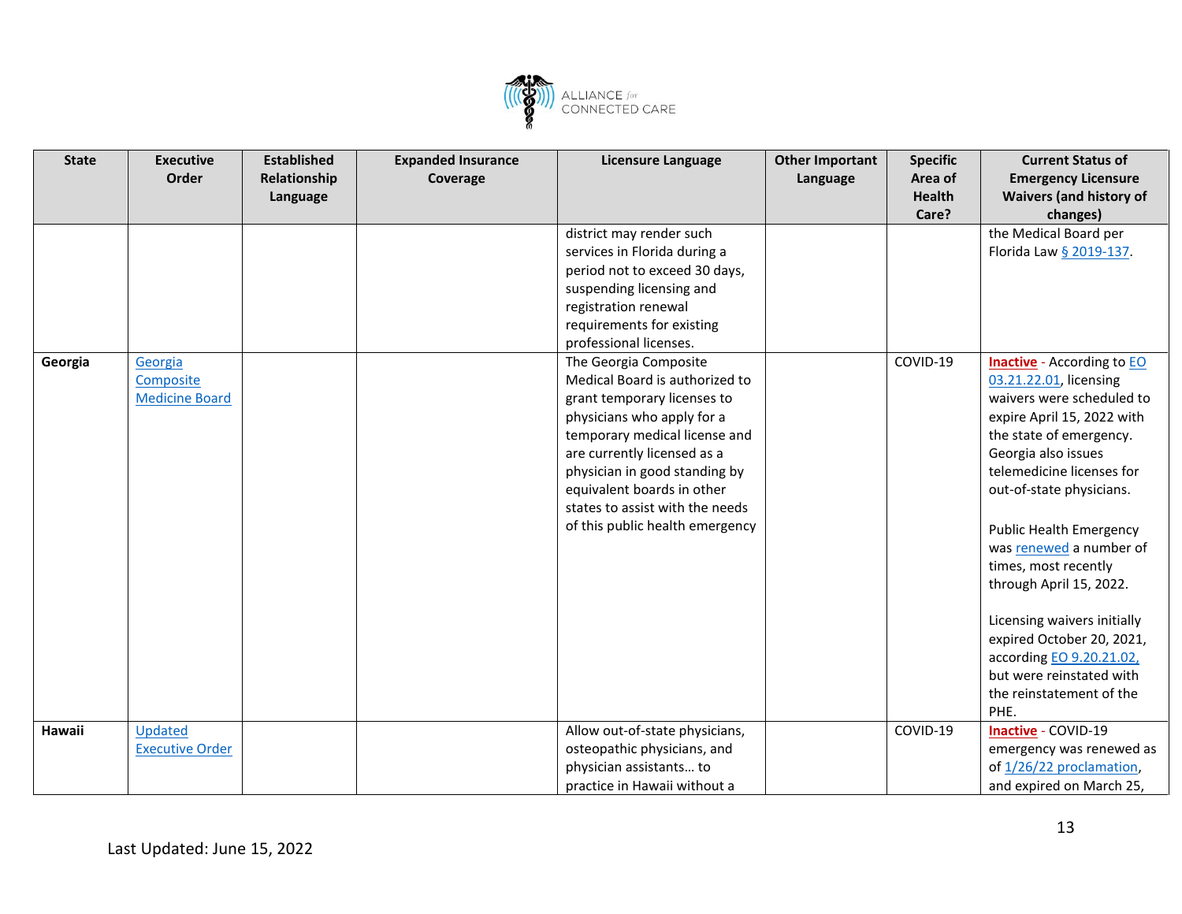| State | Executive Order | Established Relationship Language | Expanded Insurance Coverage | Licensure Language | Other Important Language | Specific Area of Health Care? | Current Status of Emergency Licensure Waivers (and history of changes) |
|---|---|---|---|---|---|---|---|
| | | | | district may render such services in Florida during a period not to exceed 30 days, suspending licensing and registration renewal requirements for existing professional licenses. | | | the Medical Board per Florida Law § 2019-137. |
| **Georgia** | Georgia Composite Medicine Board | | | The Georgia Composite Medical Board is authorized to grant temporary licenses to physicians who apply for a temporary medical license and are currently licensed as a physician in good standing by equivalent boards in other states to assist with the needs of this public health emergency | | COVID-19 | **Inactive** - According to EO 03.21.22.01, licensing waivers were scheduled to expire April 15, 2022 with the state of emergency. Georgia also issues telemedicine licenses for out-of-state physicians.<br><br>Public Health Emergency was renewed a number of times, most recently through April 15, 2022.<br><br>Licensing waivers initially expired October 20, 2021, according EO 9.20.21.02, but were reinstated with the reinstatement of the PHE. |
| **Hawaii** | Updated Executive Order | | | Allow out-of-state physicians, osteopathic physicians, and physician assistants… to practice in Hawaii without a | | COVID-19 | **Inactive** - COVID-19 emergency was renewed as of 1/26/22 proclamation, and expired on March 25, |

Last Updated: June 15, 2022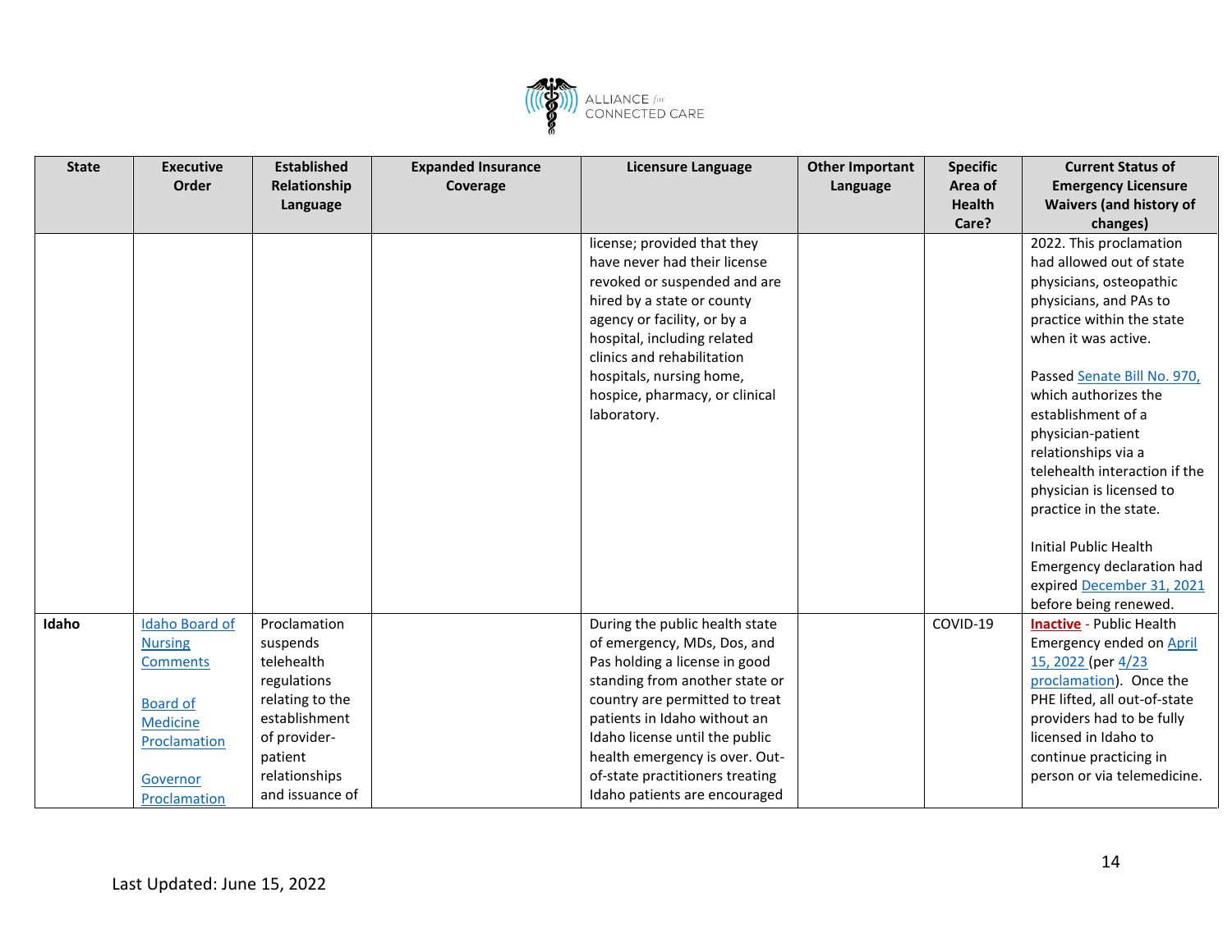| State | Executive Order | Established Relationship Language | Expanded Insurance Coverage | Licensure Language | Other Important Language | Specific Area of Health Care? | Current Status of Emergency Licensure Waivers (and history of changes) |
|---|---|---|---|---|---|---|---|
| | | | | license; provided that they have never had their license revoked or suspended and are hired by a state or county agency or facility, or by a hospital, including related clinics and rehabilitation hospitals, nursing home, hospice, pharmacy, or clinical laboratory. | | | 2022. This proclamation had allowed out of state physicians, osteopathic physicians, and PAs to practice within the state when it was active.<br><br>Passed Senate Bill No. 970, which authorizes the establishment of a physician-patient relationships via a telehealth interaction if the physician is licensed to practice in the state.<br><br>Initial Public Health Emergency declaration had expired December 31, 2021 before being renewed. |
| **Idaho** | Idaho Board of Nursing Comments<br><br>Board of Medicine Proclamation<br><br>Governor Proclamation | Proclamation suspends telehealth regulations relating to the establishment of provider-patient relationships and issuance of | | During the public health state of emergency, MDs, Dos, and Pas holding a license in good standing from another state or country are permitted to treat patients in Idaho without an Idaho license until the public health emergency is over. Out-of-state practitioners treating Idaho patients are encouraged | | COVID-19 | **Inactive** - Public Health Emergency ended on April 15, 2022 (per 4/23 proclamation). Once the PHE lifted, all out-of-state providers had to be fully licensed in Idaho to continue practicing in person or via telemedicine. |

Last Updated: June 15, 2022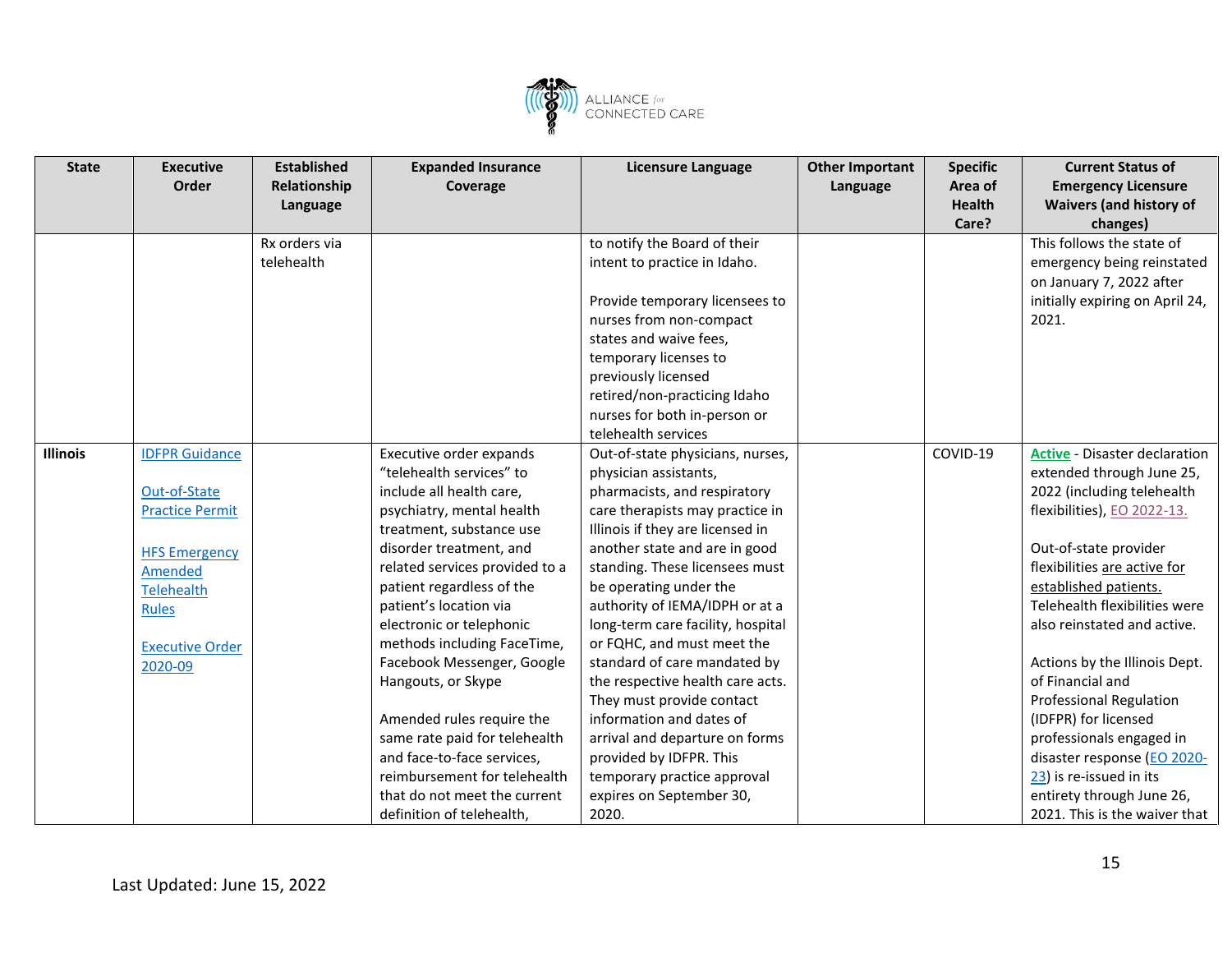| State | Executive Order | Established Relationship Language | Expanded Insurance Coverage | Licensure Language | Other Important Language | Specific Area of Health Care? | Current Status of Emergency Licensure Waivers (and history of changes) |
|---|---|---|---|---|---|---|---|
| | | Rx orders via telehealth | | to notify the Board of their intent to practice in Idaho.<br><br>Provide temporary licensees to nurses from non-compact states and waive fees, temporary licenses to previously licensed retired/non-practicing Idaho nurses for both in-person or telehealth services | | | This follows the state of emergency being reinstated on January 7, 2022 after initially expiring on April 24, 2021. |
| **Illinois** | IDFPR Guidance<br><br>Out-of-State Practice Permit<br><br>HFS Emergency Amended Telehealth Rules<br><br>Executive Order 2020-09 | | Executive order expands "telehealth services" to include all health care, psychiatry, mental health treatment, substance use disorder treatment, and related services provided to a patient regardless of the patient's location via electronic or telephonic methods including FaceTime, Facebook Messenger, Google Hangouts, or Skype<br><br>Amended rules require the same rate paid for telehealth and face-to-face services, reimbursement for telehealth that do not meet the current definition of telehealth, | Out-of-state physicians, nurses, physician assistants, pharmacists, and respiratory care therapists may practice in Illinois if they are licensed in another state and are in good standing. These licensees must be operating under the authority of IEMA/IDPH or at a long-term care facility, hospital or FQHC, and must meet the standard of care mandated by the respective health care acts. They must provide contact information and dates of arrival and departure on forms provided by IDFPR. This temporary practice approval expires on September 30, 2020. | | COVID-19 | **Active** - Disaster declaration extended through June 25, 2022 (including telehealth flexibilities), EO 2022-13.<br><br>Out-of-state provider flexibilities are active for established patients. Telehealth flexibilities were also reinstated and active.<br><br>Actions by the Illinois Dept. of Financial and Professional Regulation (IDFPR) for licensed professionals engaged in disaster response (EO 2020-23) is re-issued in its entirety through June 26, 2021. This is the waiver that |

Last Updated: June 15, 2022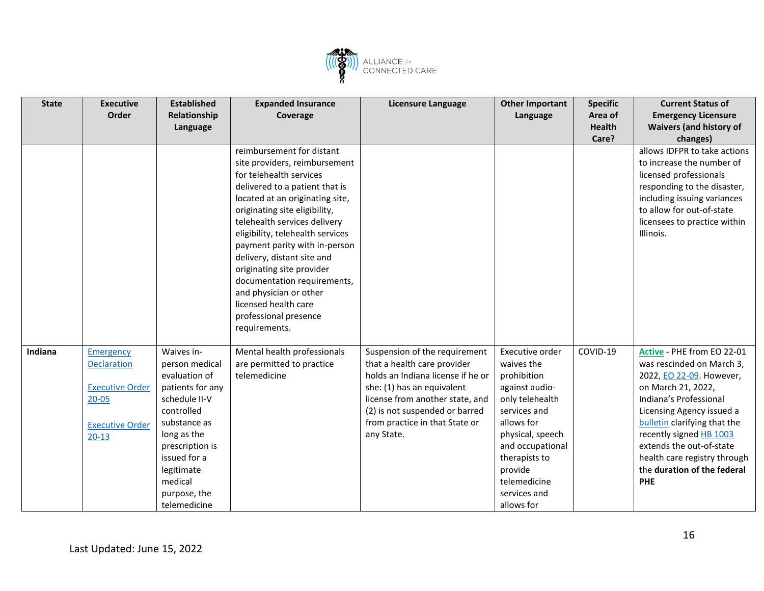| State | Executive Order | Established Relationship Language | Expanded Insurance Coverage | Licensure Language | Other Important Language | Specific Area of Health Care? | Current Status of Emergency Licensure Waivers (and history of changes) |
|---|---|---|---|---|---|---|---|
| | | | reimbursement for distant site providers, reimbursement for telehealth services delivered to a patient that is located at an originating site, originating site eligibility, telehealth services delivery eligibility, telehealth services payment parity with in-person delivery, distant site and originating site provider documentation requirements, and physician or other licensed health care professional presence requirements. | | | | allows IDFPR to take actions to increase the number of licensed professionals responding to the disaster, including issuing variances to allow for out-of-state licensees to practice within Illinois. |
| **Indiana** | Emergency Declaration<br><br>Executive Order 20-05<br><br>Executive Order 20-13 | Waives in-person medical evaluation of patients for any schedule II-V controlled substance as long as the prescription is issued for a legitimate medical purpose, the telemedicine | Mental health professionals are permitted to practice telemedicine | Suspension of the requirement that a health care provider holds an Indiana license if he or she: (1) has an equivalent license from another state, and (2) is not suspended or barred from practice in that State or any State. | Executive order waives the prohibition against audio-only telehealth services and allows for physical, speech and occupational therapists to provide telemedicine services and allows for | COVID-19 | **Active** - PHE from EO 22-01 was rescinded on March 3, 2022, EO 22-09. However, on March 21, 2022, Indiana's Professional Licensing Agency issued a bulletin clarifying that the recently signed HB 1003 extends the out-of-state health care registry through the **duration of the federal PHE** |

Last Updated: June 15, 2022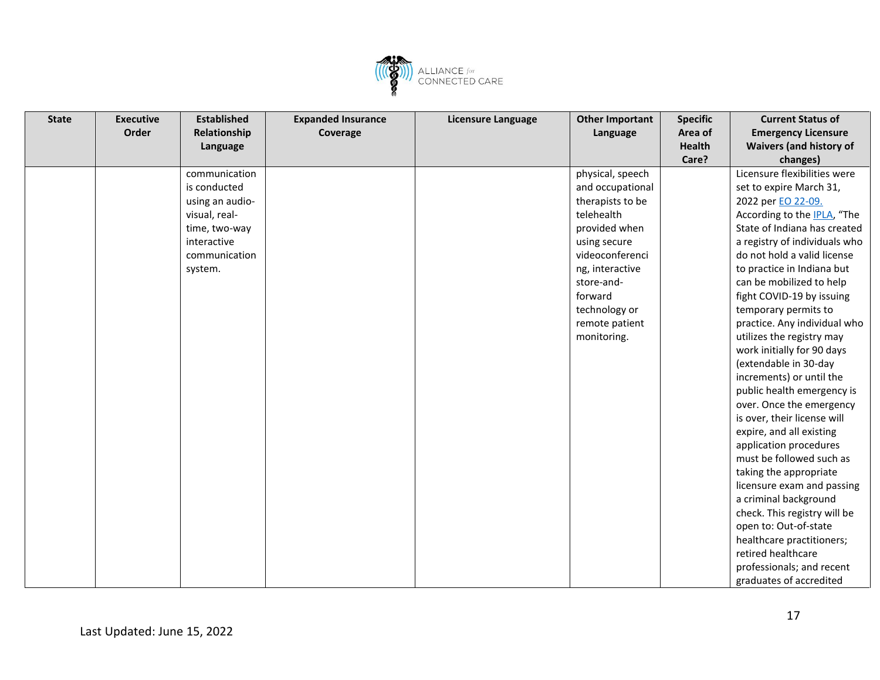| State | Executive Order | Established Relationship Language | Expanded Insurance Coverage | Licensure Language | Other Important Language | Specific Area of Health Care? | Current Status of Emergency Licensure Waivers (and history of changes) |
|---|---|---|---|---|---|---|---|
| | | communication is conducted using an audio-visual, real-time, two-way interactive communication system. | | | physical, speech and occupational therapists to be telehealth provided when using secure videoconferencing, interactive store-and-forward technology or remote patient monitoring. | | Licensure flexibilities were set to expire March 31, 2022 per EO 22-09. According to the IPLA, "The State of Indiana has created a registry of individuals who do not hold a valid license to practice in Indiana but can be mobilized to help fight COVID-19 by issuing temporary permits to practice. Any individual who utilizes the registry may work initially for 90 days (extendable in 30-day increments) or until the public health emergency is over. Once the emergency is over, their license will expire, and all existing application procedures must be followed such as taking the appropriate licensure exam and passing a criminal background check. This registry will be open to: Out-of-state healthcare practitioners; retired healthcare professionals; and recent graduates of accredited |

Last Updated: June 15, 2022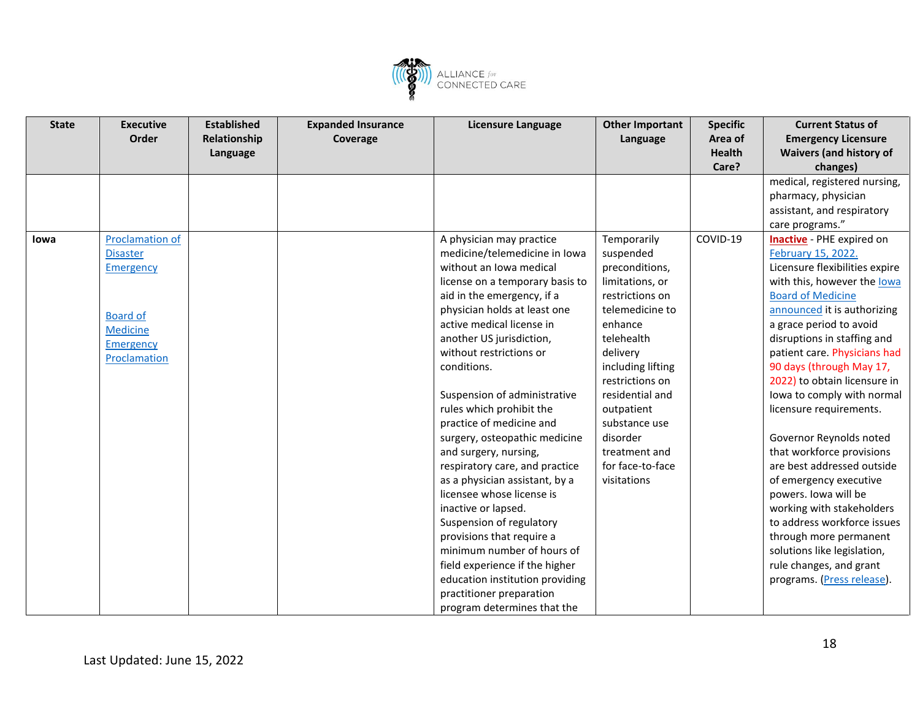| State | Executive Order | Established Relationship Language | Expanded Insurance Coverage | Licensure Language | Other Important Language | Specific Area of Health Care? | Current Status of Emergency Licensure Waivers (and history of changes) |
|---|---|---|---|---|---|---|---|
| | | | | | | | medical, registered nursing, pharmacy, physician assistant, and respiratory care programs." |
| **Iowa** | Proclamation of Disaster Emergency<br><br>Board of Medicine Emergency Proclamation | | | A physician may practice medicine/telemedicine in Iowa without an Iowa medical license on a temporary basis to aid in the emergency, if a physician holds at least one active medical license in another US jurisdiction, without restrictions or conditions.<br><br>Suspension of administrative rules which prohibit the practice of medicine and surgery, osteopathic medicine and surgery, nursing, respiratory care, and practice as a physician assistant, by a licensee whose license is inactive or lapsed.<br>Suspension of regulatory provisions that require a minimum number of hours of field experience if the higher education institution providing practitioner preparation program determines that the | Temporarily suspended preconditions, limitations, or restrictions on telemedicine to enhance telehealth delivery including lifting restrictions on residential and outpatient substance use disorder treatment and for face-to-face visitations | COVID-19 | **Inactive** - PHE expired on February 15, 2022. Licensure flexibilities expire with this, however the Iowa Board of Medicine announced it is authorizing a grace period to avoid disruptions in staffing and patient care. Physicians had 90 days (through May 17, 2022) to obtain licensure in Iowa to comply with normal licensure requirements.<br><br>Governor Reynolds noted that workforce provisions are best addressed outside of emergency executive powers. Iowa will be working with stakeholders to address workforce issues through more permanent solutions like legislation, rule changes, and grant programs. (Press release). |

Last Updated: June 15, 2022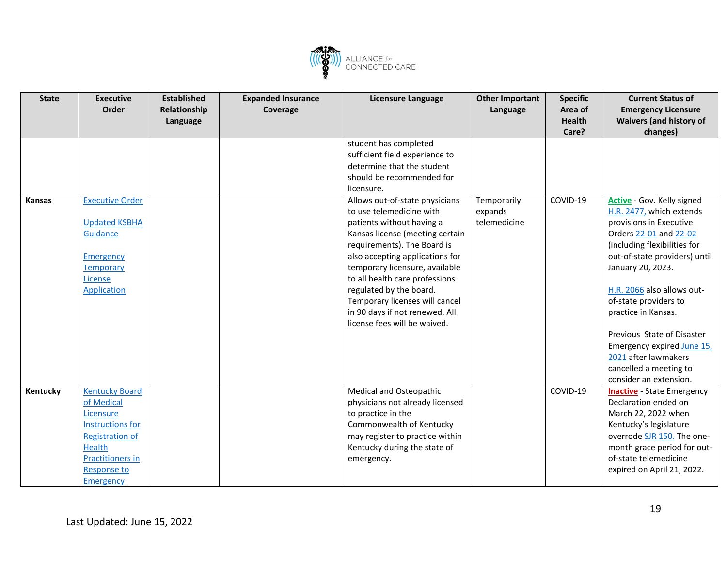| State | Executive Order | Established Relationship Language | Expanded Insurance Coverage | Licensure Language | Other Important Language | Specific Area of Health Care? | Current Status of Emergency Licensure Waivers (and history of changes) |
|---|---|---|---|---|---|---|---|
| | | | | student has completed sufficient field experience to determine that the student should be recommended for licensure. | | | |
| **Kansas** | Executive Order<br><br>Updated KSBHA Guidance<br><br>Emergency Temporary License Application | | | Allows out-of-state physicians to use telemedicine with patients without having a Kansas license (meeting certain requirements). The Board is also accepting applications for temporary licensure, available to all health care professions regulated by the board. Temporary licenses will cancel in 90 days if not renewed. All license fees will be waived. | Temporarily expands telemedicine | COVID-19 | **Active** - Gov. Kelly signed H.R. 2477, which extends provisions in Executive Orders 22-01 and 22-02 (including flexibilities for out-of-state providers) until January 20, 2023.<br><br>H.R. 2066 also allows out-of-state providers to practice in Kansas.<br><br>Previous State of Disaster Emergency expired June 15, 2021 after lawmakers cancelled a meeting to consider an extension. |
| **Kentucky** | Kentucky Board of Medical Licensure Instructions for Registration of Health Practitioners in Response to Emergency | | | Medical and Osteopathic physicians not already licensed to practice in the Commonwealth of Kentucky may register to practice within Kentucky during the state of emergency. | | COVID-19 | **Inactive** - State Emergency Declaration ended on March 22, 2022 when Kentucky's legislature overrode SJR 150. The one-month grace period for out-of-state telemedicine expired on April 21, 2022. |

Last Updated: June 15, 2022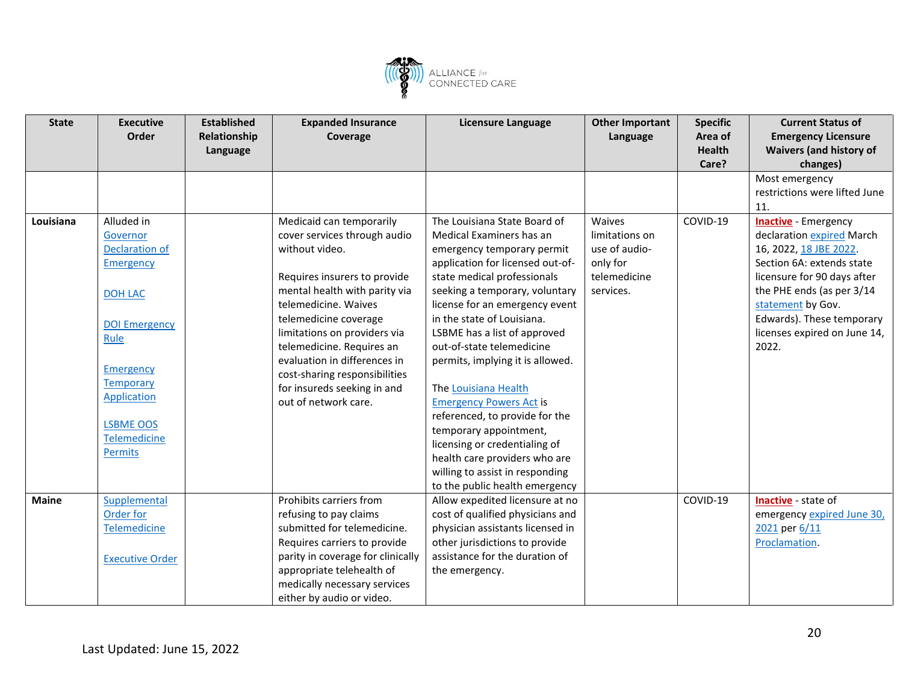| State | Executive Order | Established Relationship Language | Expanded Insurance Coverage | Licensure Language | Other Important Language | Specific Area of Health Care? | Current Status of Emergency Licensure Waivers (and history of changes) |
|---|---|---|---|---|---|---|---|
| | | | | | | | Most emergency restrictions were lifted June 11. |
| **Louisiana** | Alluded in Governor Declaration of Emergency<br><br>DOH LAC<br><br>DOI Emergency Rule<br><br>Emergency Temporary Application<br><br>LSBME OOS Telemedicine Permits | | Medicaid can temporarily cover services through audio without video.<br><br>Requires insurers to provide mental health with parity via telemedicine. Waives telemedicine coverage limitations on providers via telemedicine. Requires an evaluation in differences in cost-sharing responsibilities for insureds seeking in and out of network care. | The Louisiana State Board of Medical Examiners has an emergency temporary permit application for licensed out-of-state medical professionals seeking a temporary, voluntary license for an emergency event in the state of Louisiana. LSBME has a list of approved out-of-state telemedicine permits, implying it is allowed.<br><br>The Louisiana Health Emergency Powers Act is referenced, to provide for the temporary appointment, licensing or credentialing of health care providers who are willing to assist in responding to the public health emergency | Waives limitations on use of audio-only for telemedicine services. | COVID-19 | **Inactive** - Emergency declaration expired March 16, 2022, 18 JBE 2022. Section 6A: extends state licensure for 90 days after the PHE ends (as per 3/14 statement by Gov. Edwards). These temporary licenses expired on June 14, 2022. |
| **Maine** | Supplemental Order for Telemedicine<br><br>Executive Order | | Prohibits carriers from refusing to pay claims submitted for telemedicine. Requires carriers to provide parity in coverage for clinically appropriate telehealth of medically necessary services either by audio or video. | Allow expedited licensure at no cost of qualified physicians and physician assistants licensed in other jurisdictions to provide assistance for the duration of the emergency. | | COVID-19 | **Inactive** - state of emergency expired June 30, 2021 per 6/11 Proclamation. |

Last Updated: June 15, 2022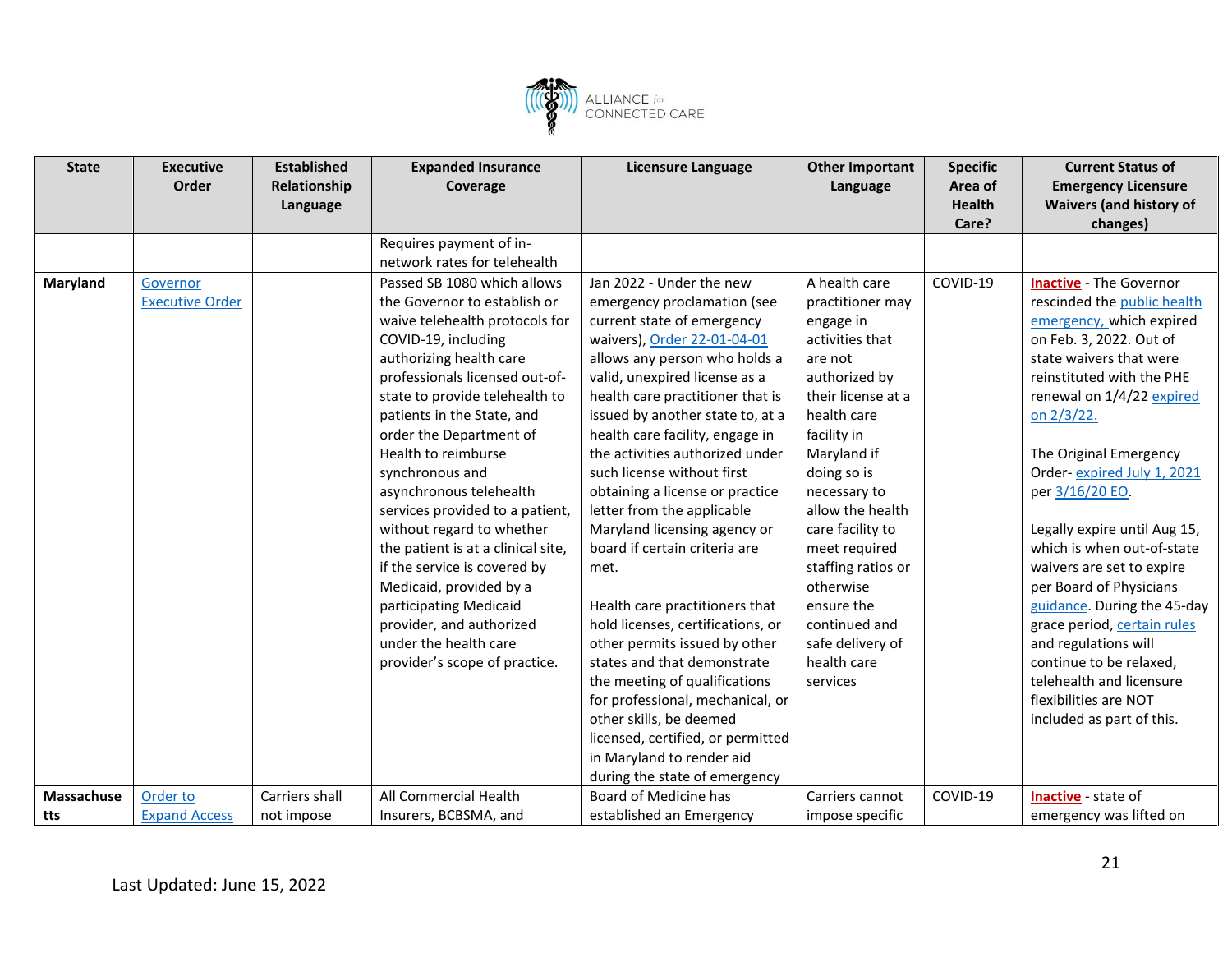| State | Executive Order | Established Relationship Language | Expanded Insurance Coverage | Licensure Language | Other Important Language | Specific Area of Health Care? | Current Status of Emergency Licensure Waivers (and history of changes) |
|---|---|---|---|---|---|---|---|
| | | | Requires payment of in-network rates for telehealth | | | | |
| **Maryland** | Governor Executive Order | | Passed SB 1080 which allows the Governor to establish or waive telehealth protocols for COVID-19, including authorizing health care professionals licensed out-of-state to provide telehealth to patients in the State, and order the Department of Health to reimburse synchronous and asynchronous telehealth services provided to a patient, without regard to whether the patient is at a clinical site, if the service is covered by Medicaid, provided by a participating Medicaid provider, and authorized under the health care provider's scope of practice. | Jan 2022 - Under the new emergency proclamation (see current state of emergency waivers), Order 22-01-04-01 allows any person who holds a valid, unexpired license as a health care practitioner that is issued by another state to, at a health care facility, engage in the activities authorized under such license without first obtaining a license or practice letter from the applicable Maryland licensing agency or board if certain criteria are met.<br><br>Health care practitioners that hold licenses, certifications, or other permits issued by other states and that demonstrate the meeting of qualifications for professional, mechanical, or other skills, be deemed licensed, certified, or permitted in Maryland to render aid during the state of emergency | A health care practitioner may engage in activities that are not authorized by their license at a health care facility in Maryland if doing so is necessary to allow the health care facility to meet required staffing ratios or otherwise ensure the continued and safe delivery of health care services | COVID-19 | **Inactive** - The Governor rescinded the public health emergency, which expired on Feb. 3, 2022. Out of state waivers that were reinstituted with the PHE renewal on 1/4/22 expired on 2/3/22.<br><br>The Original Emergency Order- expired July 1, 2021 per 3/16/20 EO.<br><br>Legally expire until Aug 15, which is when out-of-state waivers are set to expire per Board of Physicians guidance. During the 45-day grace period, certain rules and regulations will continue to be relaxed, telehealth and licensure flexibilities are NOT included as part of this. |
| **Massachusetts** | Order to Expand Access | Carriers shall not impose | All Commercial Health Insurers, BCBSMA, and | Board of Medicine has established an Emergency | Carriers cannot impose specific | COVID-19 | **Inactive** - state of emergency was lifted on |

Last Updated: June 15, 2022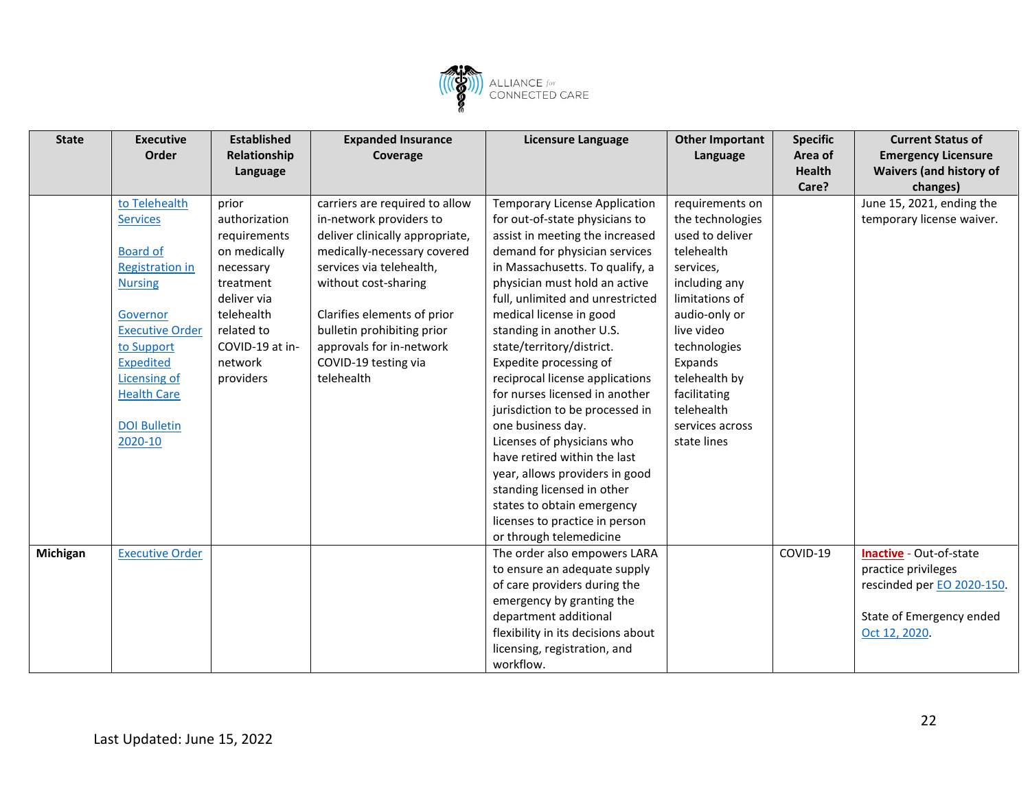| State | Executive Order | Established Relationship Language | Expanded Insurance Coverage | Licensure Language | Other Important Language | Specific Area of Health Care? | Current Status of Emergency Licensure Waivers (and history of changes) |
| --- | --- | --- | --- | --- | --- | --- | --- |
| | to Telehealth Services<br><br>Board of Registration in Nursing<br><br>Governor Executive Order to Support Expedited Licensing of Health Care<br><br>DOI Bulletin 2020-10 | prior authorization requirements on medically necessary treatment deliver via telehealth related to COVID-19 at in-network providers | carriers are required to allow in-network providers to deliver clinically appropriate, medically-necessary covered services via telehealth, without cost-sharing<br><br>Clarifies elements of prior bulletin prohibiting prior approvals for in-network COVID-19 testing via telehealth | Temporary License Application for out-of-state physicians to assist in meeting the increased demand for physician services in Massachusetts. To qualify, a physician must hold an active full, unlimited and unrestricted medical license in good standing in another U.S. state/territory/district. Expedite processing of reciprocal license applications for nurses licensed in another jurisdiction to be processed in one business day. Licenses of physicians who have retired within the last year, allows providers in good standing licensed in other states to obtain emergency licenses to practice in person or through telemedicine | requirements on the technologies used to deliver telehealth services, including any limitations of audio-only or live video technologies Expands telehealth by facilitating telehealth services across state lines | | June 15, 2021, ending the temporary license waiver. |
| **Michigan** | Executive Order | | | The order also empowers LARA to ensure an adequate supply of care providers during the emergency by granting the department additional flexibility in its decisions about licensing, registration, and workflow. | | COVID-19 | **Inactive** - Out-of-state practice privileges rescinded per EO 2020-150.<br><br>State of Emergency ended Oct 12, 2020. |

Last Updated: June 15, 2022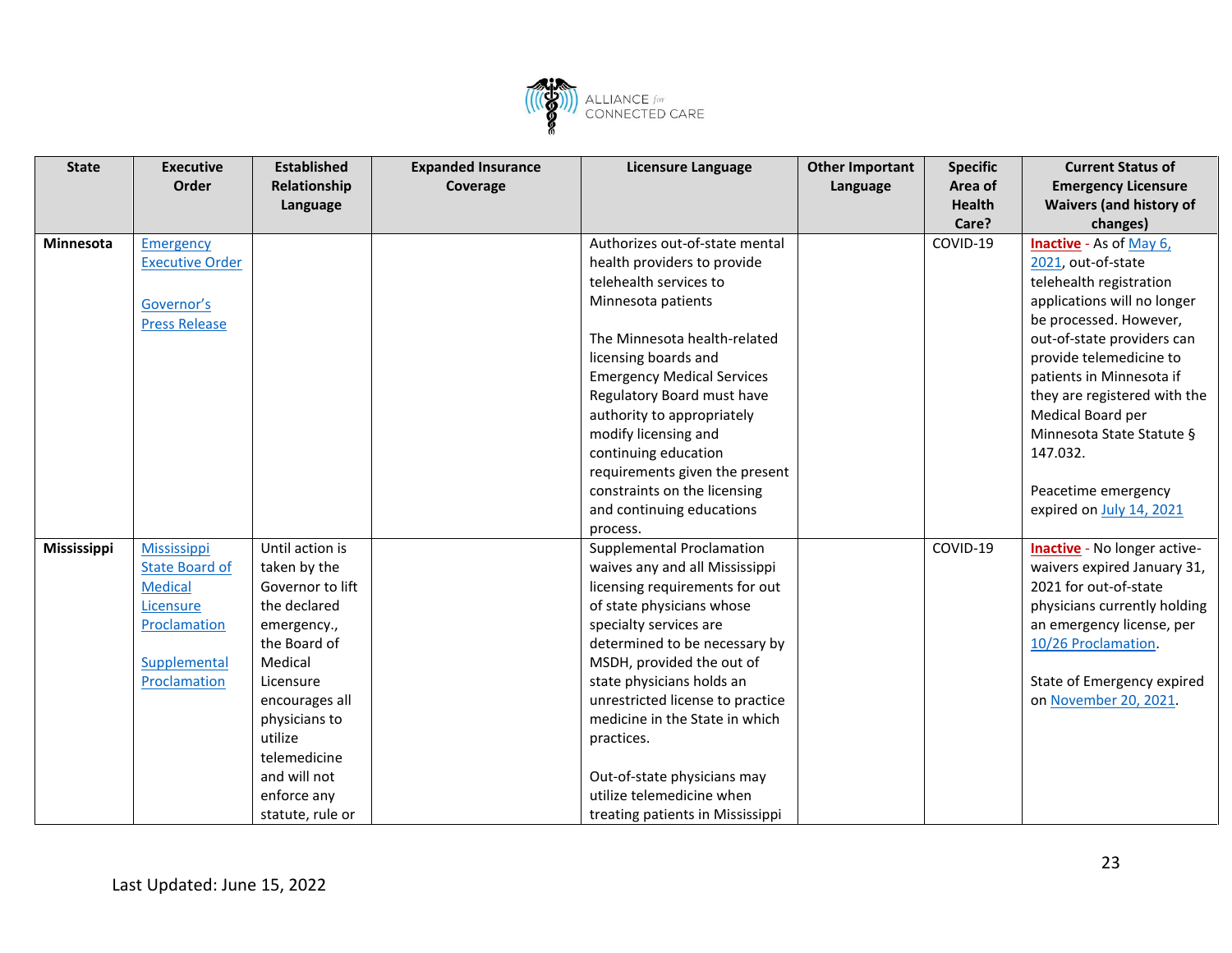| State | Executive Order | Established Relationship Language | Expanded Insurance Coverage | Licensure Language | Other Important Language | Specific Area of Health Care? | Current Status of Emergency Licensure Waivers (and history of changes) |
|---|---|---|---|---|---|---|---|
| **Minnesota** | Emergency Executive Order<br><br>Governor's Press Release | | | Authorizes out-of-state mental health providers to provide telehealth services to Minnesota patients<br><br>The Minnesota health-related licensing boards and Emergency Medical Services Regulatory Board must have authority to appropriately modify licensing and continuing education requirements given the present constraints on the licensing and continuing educations process. | | COVID-19 | **Inactive** - As of May 6, 2021, out-of-state telehealth registration applications will no longer be processed. However, out-of-state providers can provide telemedicine to patients in Minnesota if they are registered with the Medical Board per Minnesota State Statute § 147.032.<br><br>Peacetime emergency expired on July 14, 2021 |
| **Mississippi** | Mississippi State Board of Medical Licensure Proclamation<br><br>Supplemental Proclamation | Until action is taken by the Governor to lift the declared emergency., the Board of Medical Licensure encourages all physicians to utilize telemedicine and will not enforce any statute, rule or | | Supplemental Proclamation waives any and all Mississippi licensing requirements for out of state physicians whose specialty services are determined to be necessary by MSDH, provided the out of state physicians holds an unrestricted license to practice medicine in the State in which practices.<br><br>Out-of-state physicians may utilize telemedicine when treating patients in Mississippi | | COVID-19 | **Inactive** - No longer active- waivers expired January 31, 2021 for out-of-state physicians currently holding an emergency license, per 10/26 Proclamation.<br><br>State of Emergency expired on November 20, 2021. |

Last Updated: June 15, 2022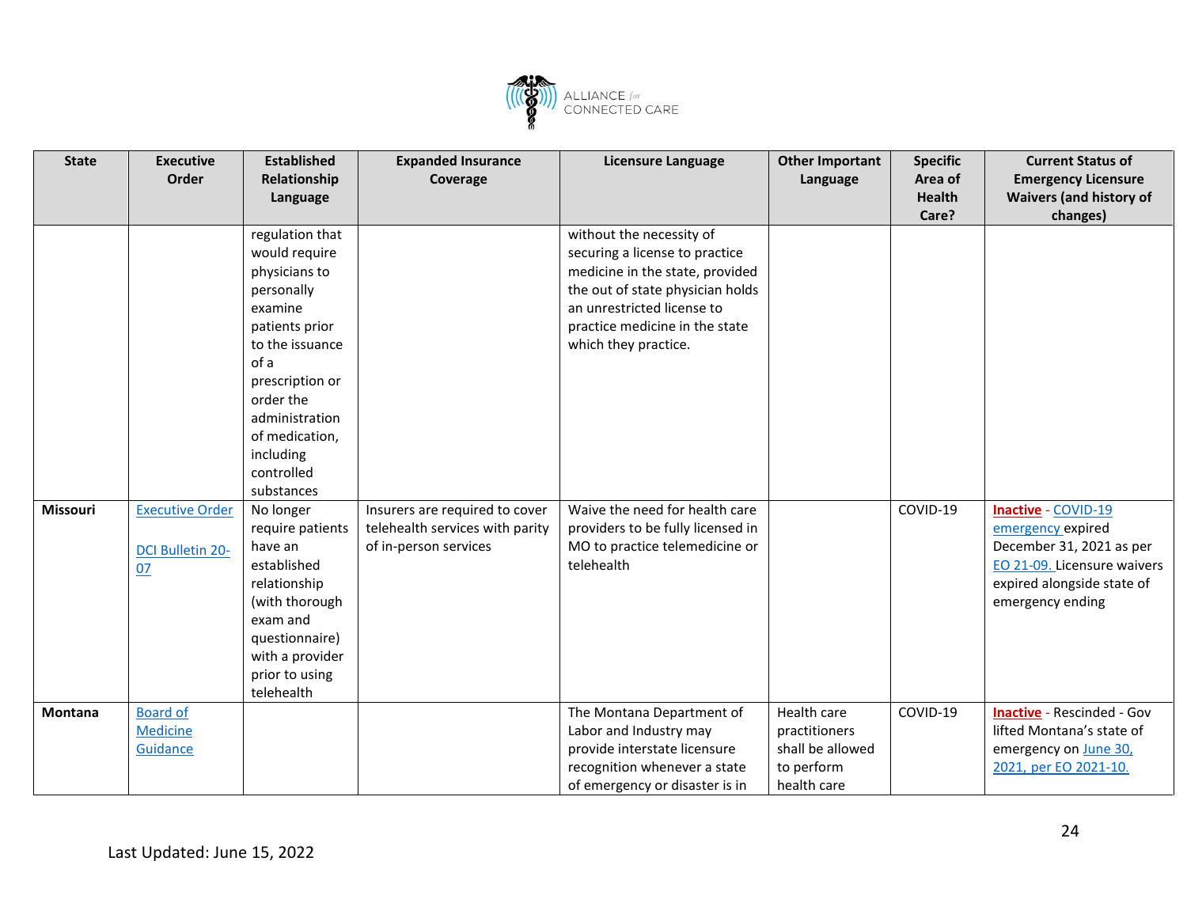| State | Executive Order | Established Relationship Language | Expanded Insurance Coverage | Licensure Language | Other Important Language | Specific Area of Health Care? | Current Status of Emergency Licensure Waivers (and history of changes) |
|---|---|---|---|---|---|---|---|
| | | regulation that would require physicians to personally examine patients prior to the issuance of a prescription or order the administration of medication, including controlled substances | | without the necessity of securing a license to practice medicine in the state, provided the out of state physician holds an unrestricted license to practice medicine in the state which they practice. | | | |
| **Missouri** | Executive Order<br><br>DCI Bulletin 20-07 | No longer require patients have an established relationship (with thorough exam and questionnaire) with a provider prior to using telehealth | Insurers are required to cover telehealth services with parity of in-person services | Waive the need for health care providers to be fully licensed in MO to practice telemedicine or telehealth | | COVID-19 | **Inactive** - COVID-19 emergency expired December 31, 2021 as per EO 21-09. Licensure waivers expired alongside state of emergency ending |
| **Montana** | Board of Medicine Guidance | | | The Montana Department of Labor and Industry may provide interstate licensure recognition whenever a state of emergency or disaster is in | Health care practitioners shall be allowed to perform health care | COVID-19 | **Inactive** - Rescinded - Gov lifted Montana's state of emergency on June 30, 2021, per EO 2021-10. |

Last Updated: June 15, 2022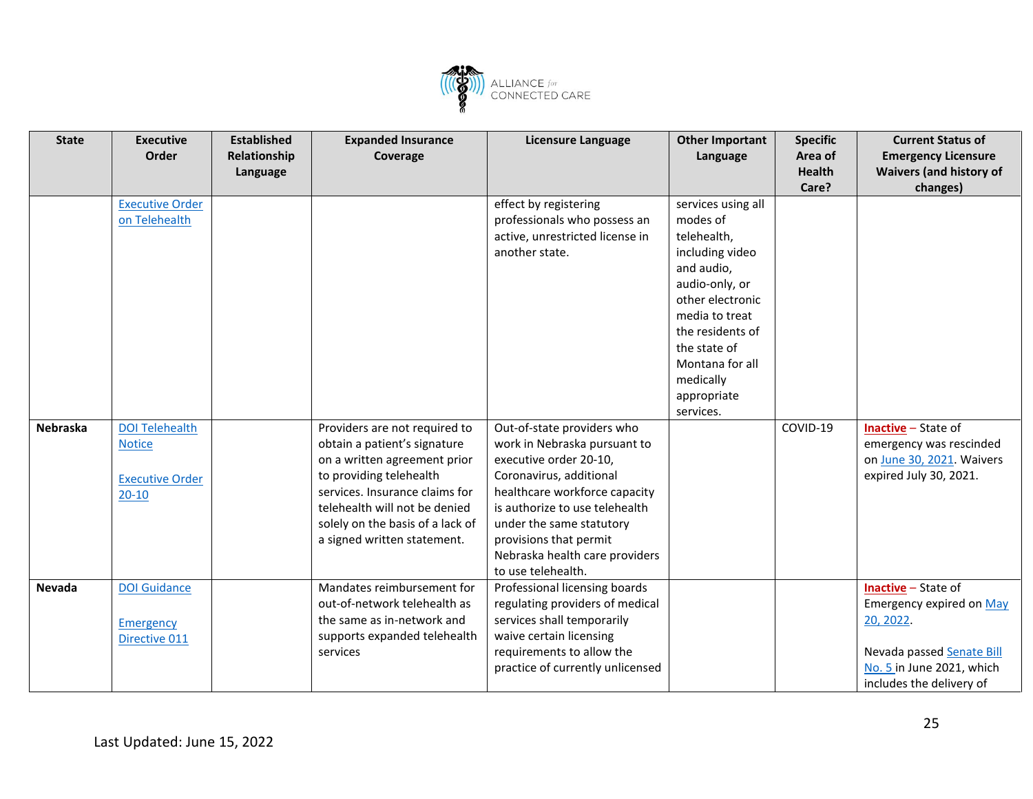| State | Executive Order | Established Relationship Language | Expanded Insurance Coverage | Licensure Language | Other Important Language | Specific Area of Health Care? | Current Status of Emergency Licensure Waivers (and history of changes) |
|---|---|---|---|---|---|---|---|
| | Executive Order on Telehealth | | | effect by registering professionals who possess an active, unrestricted license in another state. | services using all modes of telehealth, including video and audio, audio-only, or other electronic media to treat the residents of the state of Montana for all medically appropriate services. | | |
| **Nebraska** | DOI Telehealth Notice<br><br>Executive Order 20-10 | | Providers are not required to obtain a patient's signature on a written agreement prior to providing telehealth services. Insurance claims for telehealth will not be denied solely on the basis of a lack of a signed written statement. | Out-of-state providers who work in Nebraska pursuant to executive order 20-10, Coronavirus, additional healthcare workforce capacity is authorize to use telehealth under the same statutory provisions that permit Nebraska health care providers to use telehealth. | | COVID-19 | **Inactive** – State of emergency was rescinded on June 30, 2021. Waivers expired July 30, 2021. |
| **Nevada** | DOI Guidance<br><br>Emergency Directive 011 | | Mandates reimbursement for out-of-network telehealth as the same as in-network and supports expanded telehealth services | Professional licensing boards regulating providers of medical services shall temporarily waive certain licensing requirements to allow the practice of currently unlicensed | | | **Inactive** – State of Emergency expired on May 20, 2022.<br><br>Nevada passed Senate Bill No. 5 in June 2021, which includes the delivery of |

Last Updated: June 15, 2022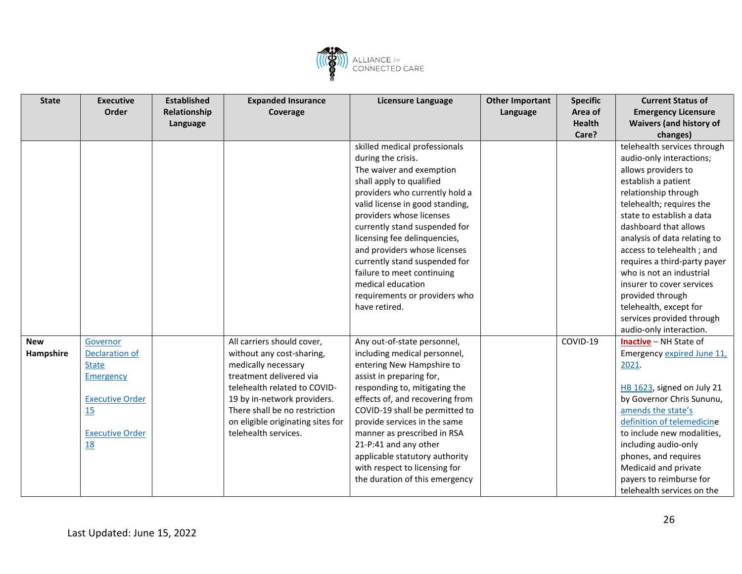| State | Executive Order | Established Relationship Language | Expanded Insurance Coverage | Licensure Language | Other Important Language | Specific Area of Health Care? | Current Status of Emergency Licensure Waivers (and history of changes) |
|---|---|---|---|---|---|---|---|
| | | | | skilled medical professionals during the crisis. The waiver and exemption shall apply to qualified providers who currently hold a valid license in good standing, providers whose licenses currently stand suspended for licensing fee delinquencies, and providers whose licenses currently stand suspended for failure to meet continuing medical education requirements or providers who have retired. | | | telehealth services through audio-only interactions; allows providers to establish a patient relationship through telehealth; requires the state to establish a data dashboard that allows analysis of data relating to access to telehealth ; and requires a third-party payer who is not an industrial insurer to cover services provided through telehealth, except for services provided through audio-only interaction. |
| **New Hampshire** | Governor Declaration of State Emergency<br><br>Executive Order 15<br><br>Executive Order 18 | | All carriers should cover, without any cost-sharing, medically necessary treatment delivered via telehealth related to COVID-19 by in-network providers. There shall be no restriction on eligible originating sites for telehealth services. | Any out-of-state personnel, including medical personnel, entering New Hampshire to assist in preparing for, responding to, mitigating the effects of, and recovering from COVID-19 shall be permitted to provide services in the same manner as prescribed in RSA 21-P:41 and any other applicable statutory authority with respect to licensing for the duration of this emergency | | COVID-19 | **Inactive** – NH State of Emergency expired June 11, 2021.<br><br>HB 1623, signed on July 21 by Governor Chris Sununu, amends the state's definition of telemedicine to include new modalities, including audio-only phones, and requires Medicaid and private payers to reimburse for telehealth services on the |

Last Updated: June 15, 2022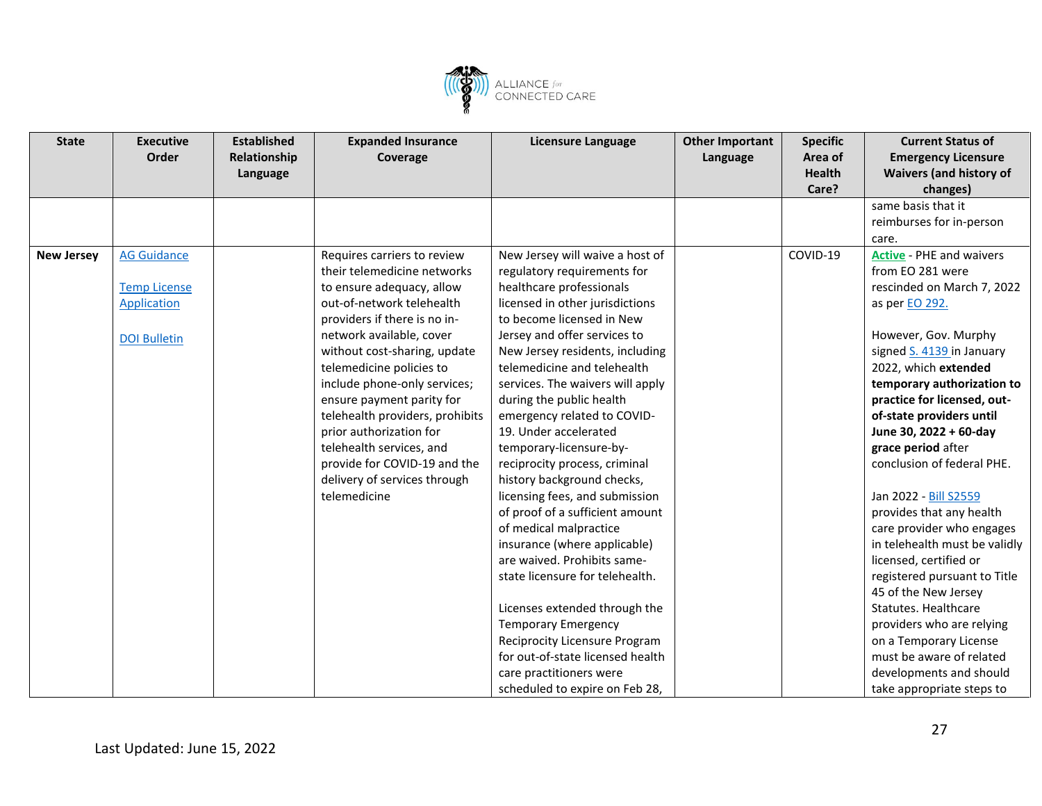| State | Executive Order | Established Relationship Language | Expanded Insurance Coverage | Licensure Language | Other Important Language | Specific Area of Health Care? | Current Status of Emergency Licensure Waivers (and history of changes) |
|---|---|---|---|---|---|---|---|
| | | | | | | | same basis that it reimburses for in-person care. |
| **New Jersey** | AG Guidance<br><br>Temp License Application<br><br>DOI Bulletin | | Requires carriers to review their telemedicine networks to ensure adequacy, allow out-of-network telehealth providers if there is no in-network available, cover without cost-sharing, update telemedicine policies to include phone-only services; ensure payment parity for telehealth providers, prohibits prior authorization for telehealth services, and provide for COVID-19 and the delivery of services through telemedicine | New Jersey will waive a host of regulatory requirements for healthcare professionals licensed in other jurisdictions to become licensed in New Jersey and offer services to New Jersey residents, including telemedicine and telehealth services. The waivers will apply during the public health emergency related to COVID-19. Under accelerated temporary-licensure-by-reciprocity process, criminal history background checks, licensing fees, and submission of proof of a sufficient amount of medical malpractice insurance (where applicable) are waived. Prohibits same-state licensure for telehealth.<br><br>Licenses extended through the Temporary Emergency Reciprocity Licensure Program for out-of-state licensed health care practitioners were scheduled to expire on Feb 28, | | COVID-19 | **Active** - PHE and waivers from EO 281 were rescinded on March 7, 2022 as per EO 292.<br><br>However, Gov. Murphy signed S. 4139 in January 2022, which **extended temporary authorization to practice for licensed, out-of-state providers until June 30, 2022 + 60-day grace period** after conclusion of federal PHE.<br><br>Jan 2022 - Bill S2559 provides that any health care provider who engages in telehealth must be validly licensed, certified or registered pursuant to Title 45 of the New Jersey Statutes. Healthcare providers who are relying on a Temporary License must be aware of related developments and should take appropriate steps to |

Last Updated: June 15, 2022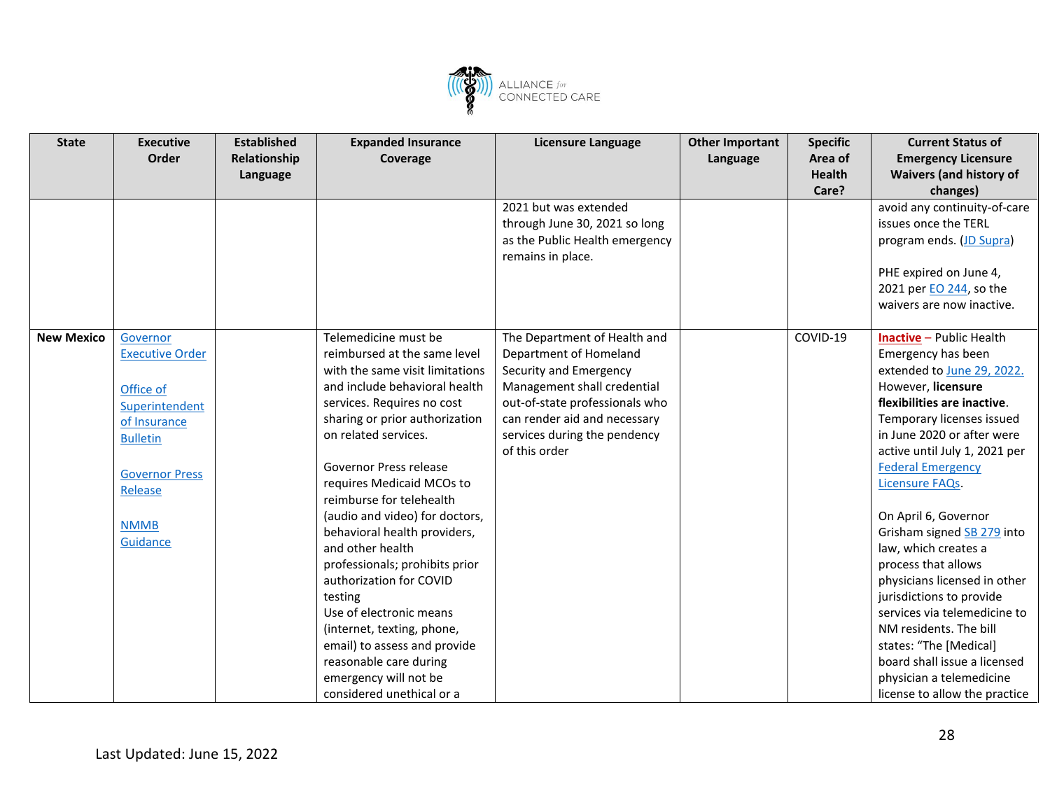| State | Executive Order | Established Relationship Language | Expanded Insurance Coverage | Licensure Language | Other Important Language | Specific Area of Health Care? | Current Status of Emergency Licensure Waivers (and history of changes) |
|---|---|---|---|---|---|---|---|
| | | | | 2021 but was extended through June 30, 2021 so long as the Public Health emergency remains in place. | | | avoid any continuity-of-care issues once the TERL program ends. (JD Supra)<br><br>PHE expired on June 4, 2021 per EO 244, so the waivers are now inactive. |
| **New Mexico** | Governor Executive Order<br><br>Office of Superintendent of Insurance Bulletin<br><br>Governor Press Release<br><br>NMMB Guidance | | Telemedicine must be reimbursed at the same level with the same visit limitations and include behavioral health services. Requires no cost sharing or prior authorization on related services.<br><br>Governor Press release requires Medicaid MCOs to reimburse for telehealth (audio and video) for doctors, behavioral health providers, and other health professionals; prohibits prior authorization for COVID testing<br>Use of electronic means (internet, texting, phone, email) to assess and provide reasonable care during emergency will not be considered unethical or a | The Department of Health and Department of Homeland Security and Emergency Management shall credential out-of-state professionals who can render aid and necessary services during the pendency of this order | | COVID-19 | **Inactive** – Public Health Emergency has been extended to June 29, 2022. However, **licensure flexibilities are inactive**. Temporary licenses issued in June 2020 or after were active until July 1, 2021 per Federal Emergency Licensure FAQs.<br><br>On April 6, Governor Grisham signed SB 279 into law, which creates a process that allows physicians licensed in other jurisdictions to provide services via telemedicine to NM residents. The bill states: "The [Medical] board shall issue a licensed physician a telemedicine license to allow the practice |

Last Updated: June 15, 2022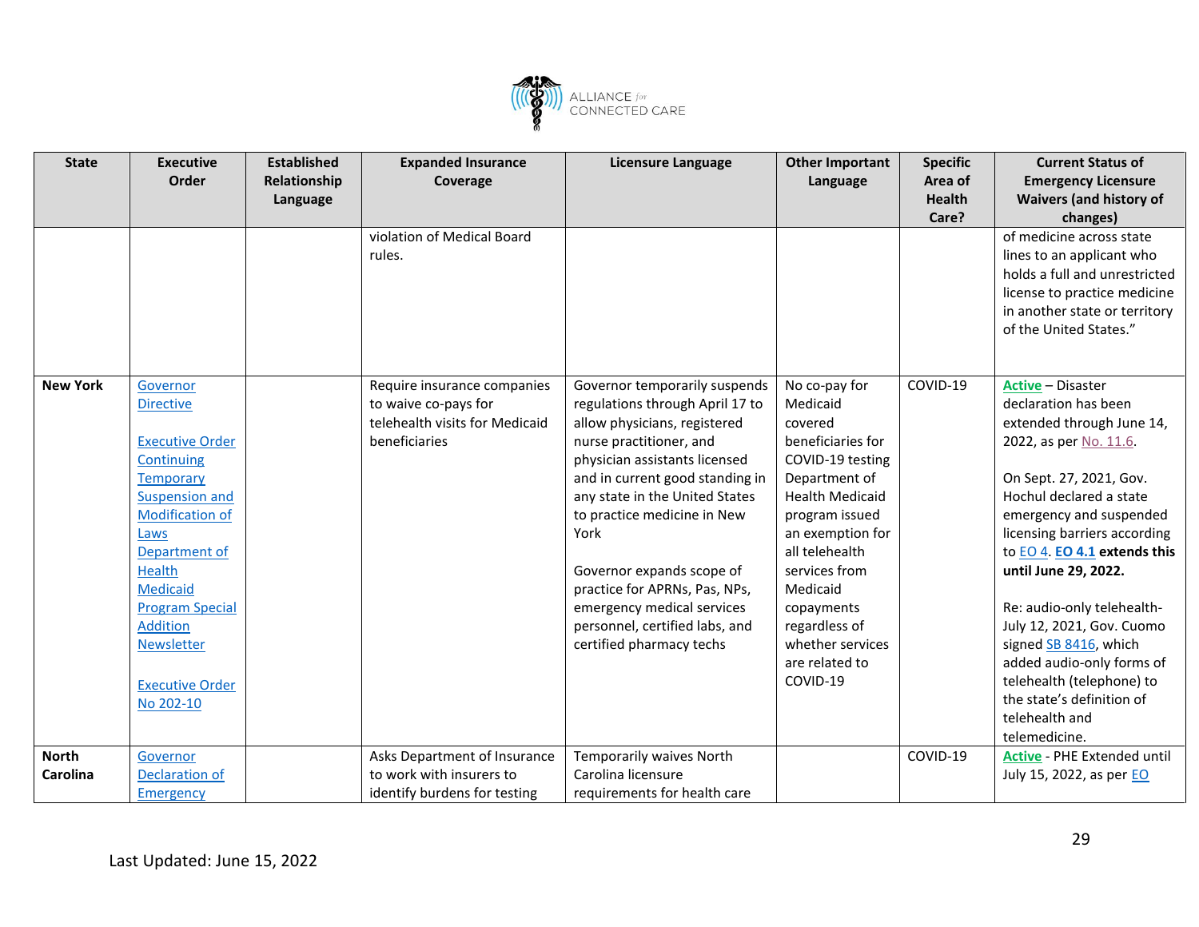| State | Executive Order | Established Relationship Language | Expanded Insurance Coverage | Licensure Language | Other Important Language | Specific Area of Health Care? | Current Status of Emergency Licensure Waivers (and history of changes) |
|---|---|---|---|---|---|---|---|
| | | | violation of Medical Board rules. | | | | of medicine across state lines to an applicant who holds a full and unrestricted license to practice medicine in another state or territory of the United States." |
| **New York** | Governor Directive<br><br>Executive Order Continuing Temporary Suspension and Modification of Laws<br>Department of Health Medicaid Program Special Addition Newsletter<br><br>Executive Order No 202-10 | | Require insurance companies to waive co-pays for telehealth visits for Medicaid beneficiaries | Governor temporarily suspends regulations through April 17 to allow physicians, registered nurse practitioner, and physician assistants licensed and in current good standing in any state in the United States to practice medicine in New York<br><br>Governor expands scope of practice for APRNs, Pas, NPs, emergency medical services personnel, certified labs, and certified pharmacy techs | No co-pay for Medicaid covered beneficiaries for COVID-19 testing Department of Health Medicaid program issued an exemption for all telehealth services from Medicaid copayments regardless of whether services are related to COVID-19 | COVID-19 | **Active** – Disaster declaration has been extended through June 14, 2022, as per No. 11.6.<br><br>On Sept. 27, 2021, Gov. Hochul declared a state emergency and suspended licensing barriers according to EO 4. **EO 4.1 extends this until June 29, 2022.**<br><br>Re: audio-only telehealth- July 12, 2021, Gov. Cuomo signed SB 8416, which added audio-only forms of telehealth (telephone) to the state's definition of telehealth and telemedicine. |
| **North Carolina** | Governor Declaration of Emergency | | Asks Department of Insurance to work with insurers to identify burdens for testing | Temporarily waives North Carolina licensure requirements for health care | | COVID-19 | **Active** - PHE Extended until July 15, 2022, as per EO |

Last Updated: June 15, 2022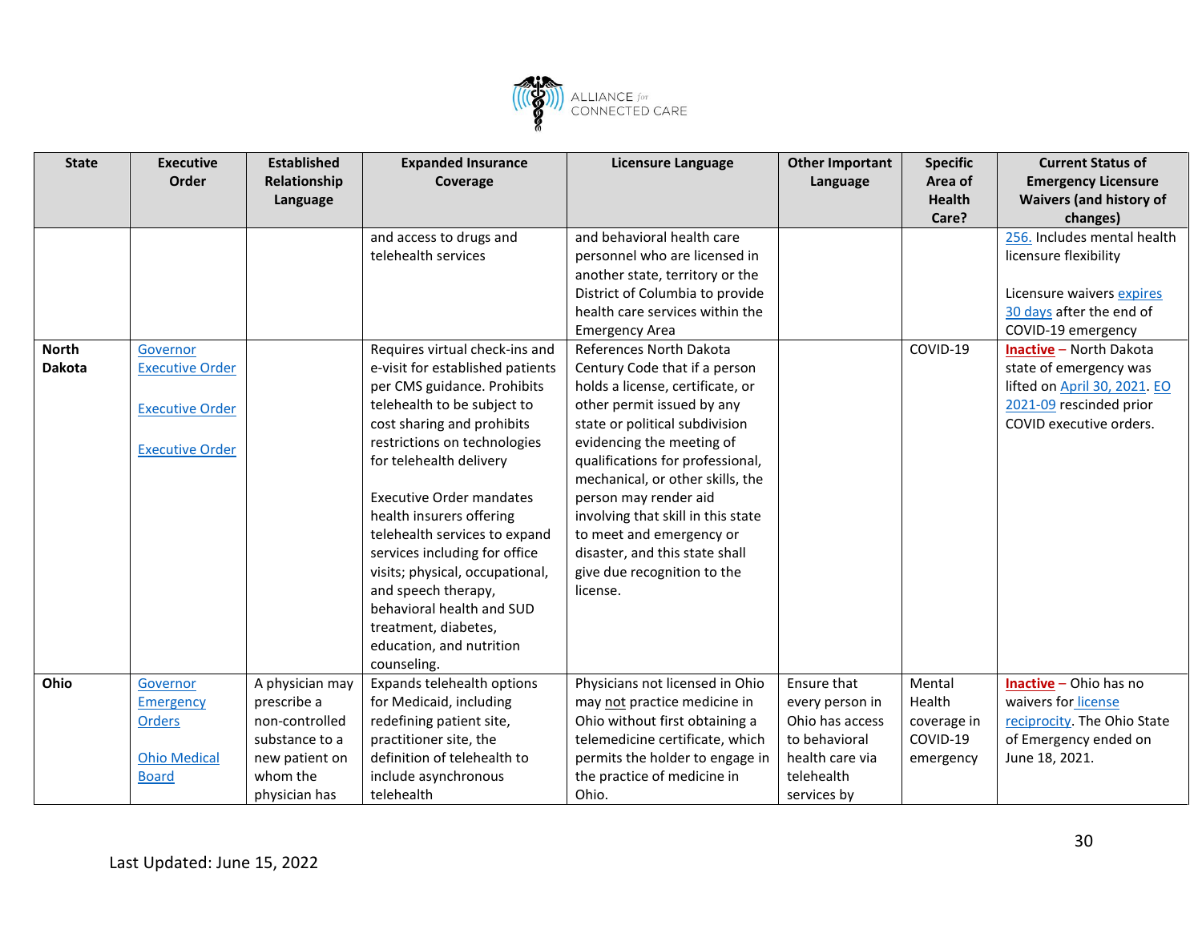| State | Executive Order | Established Relationship Language | Expanded Insurance Coverage | Licensure Language | Other Important Language | Specific Area of Health Care? | Current Status of Emergency Licensure Waivers (and history of changes) |
|---|---|---|---|---|---|---|---|
| | | | and access to drugs and telehealth services | and behavioral health care personnel who are licensed in another state, territory or the District of Columbia to provide health care services within the Emergency Area | | | 256. Includes mental health licensure flexibility<br><br>Licensure waivers expires 30 days after the end of COVID-19 emergency |
| **North Dakota** | Governor Executive Order<br><br>Executive Order<br><br>Executive Order | | Requires virtual check-ins and e-visit for established patients per CMS guidance. Prohibits telehealth to be subject to cost sharing and prohibits restrictions on technologies for telehealth delivery<br><br>Executive Order mandates health insurers offering telehealth services to expand services including for office visits; physical, occupational, and speech therapy, behavioral health and SUD treatment, diabetes, education, and nutrition counseling. | References North Dakota Century Code that if a person holds a license, certificate, or other permit issued by any state or political subdivision evidencing the meeting of qualifications for professional, mechanical, or other skills, the person may render aid involving that skill in this state to meet and emergency or disaster, and this state shall give due recognition to the license. | | COVID-19 | **Inactive** – North Dakota state of emergency was lifted on April 30, 2021. EO 2021-09 rescinded prior COVID executive orders. |
| **Ohio** | Governor Emergency Orders<br><br>Ohio Medical Board | A physician may prescribe a non-controlled substance to a new patient on whom the physician has | Expands telehealth options for Medicaid, including redefining patient site, practitioner site, the definition of telehealth to include asynchronous telehealth | Physicians not licensed in Ohio may not practice medicine in Ohio without first obtaining a telemedicine certificate, which permits the holder to engage in the practice of medicine in Ohio. | Ensure that every person in Ohio has access to behavioral health care via telehealth services by | Mental Health coverage in COVID-19 emergency | **Inactive** – Ohio has no waivers for license reciprocity. The Ohio State of Emergency ended on June 18, 2021. |

Last Updated: June 15, 2022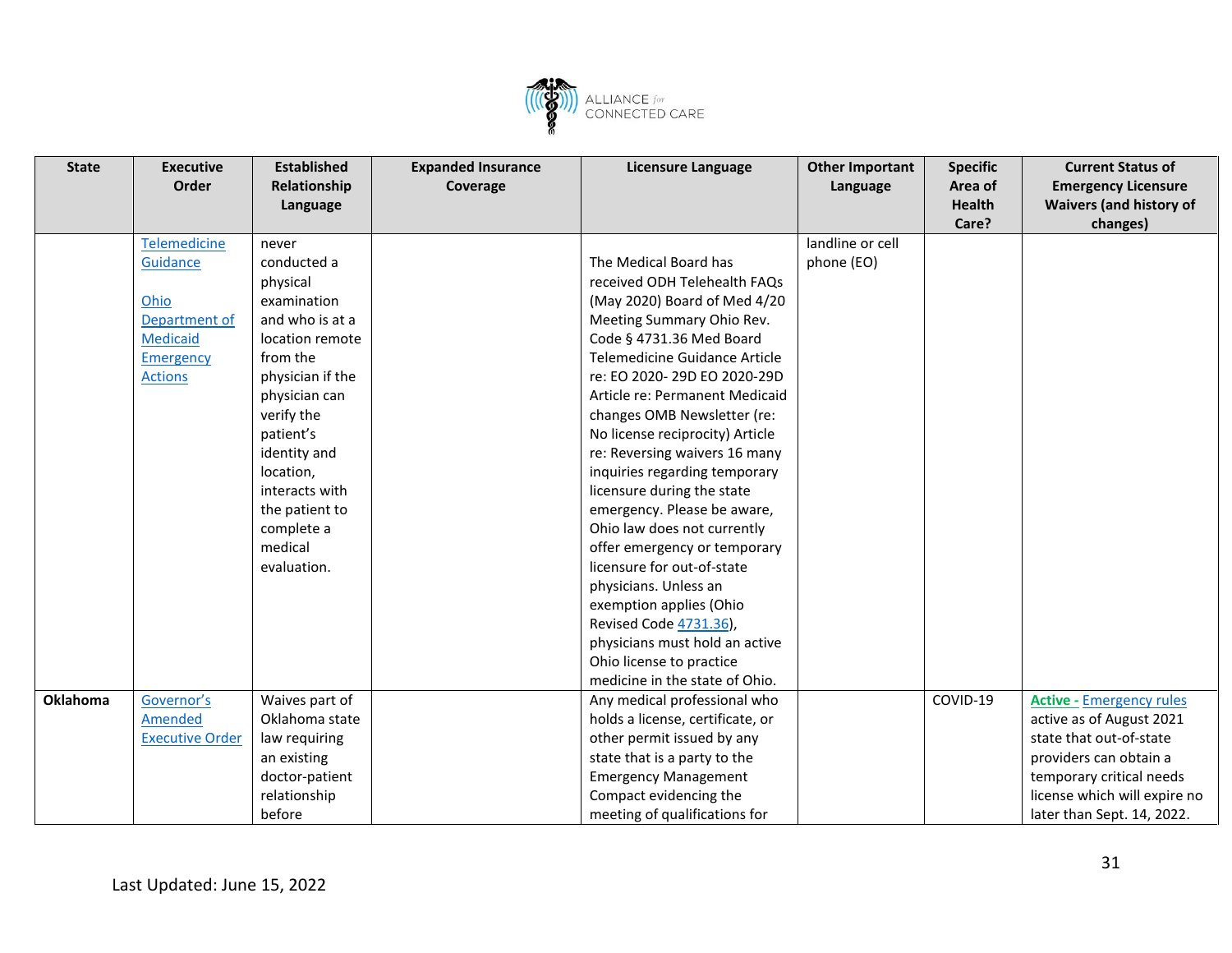| State | Executive Order | Established Relationship Language | Expanded Insurance Coverage | Licensure Language | Other Important Language | Specific Area of Health Care? | Current Status of Emergency Licensure Waivers (and history of changes) |
|---|---|---|---|---|---|---|---|
| | Telemedicine Guidance<br><br>Ohio Department of Medicaid Emergency Actions | never conducted a physical examination and who is at a location remote from the physician if the physician can verify the patient's identity and location, interacts with the patient to complete a medical evaluation. | | The Medical Board has received ODH Telehealth FAQs (May 2020) Board of Med 4/20 Meeting Summary Ohio Rev. Code § 4731.36 Med Board Telemedicine Guidance Article re: EO 2020- 29D EO 2020-29D Article re: Permanent Medicaid changes OMB Newsletter (re: No license reciprocity) Article re: Reversing waivers 16 many inquiries regarding temporary licensure during the state emergency. Please be aware, Ohio law does not currently offer emergency or temporary licensure for out-of-state physicians. Unless an exemption applies (Ohio Revised Code 4731.36), physicians must hold an active Ohio license to practice medicine in the state of Ohio. | landline or cell phone (EO) | | |
| **Oklahoma** | Governor's Amended Executive Order | Waives part of Oklahoma state law requiring an existing doctor-patient relationship before | | Any medical professional who holds a license, certificate, or other permit issued by any state that is a party to the Emergency Management Compact evidencing the meeting of qualifications for | | COVID-19 | **Active -** Emergency rules active as of August 2021 state that out-of-state providers can obtain a temporary critical needs license which will expire no later than Sept. 14, 2022. |

Last Updated: June 15, 2022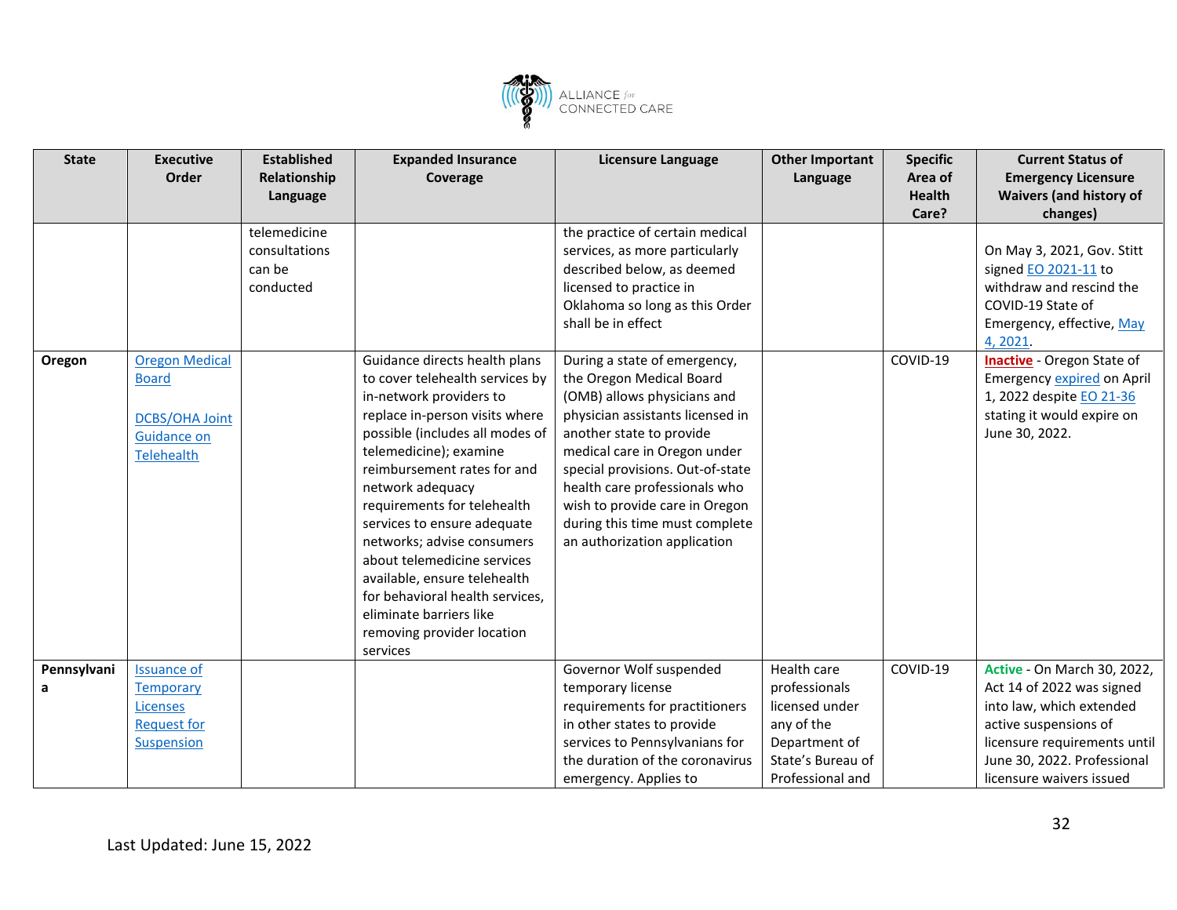| State | Executive Order | Established Relationship Language | Expanded Insurance Coverage | Licensure Language | Other Important Language | Specific Area of Health Care? | Current Status of Emergency Licensure Waivers (and history of changes) |
|---|---|---|---|---|---|---|---|
| | | telemedicine consultations can be conducted | | the practice of certain medical services, as more particularly described below, as deemed licensed to practice in Oklahoma so long as this Order shall be in effect | | | On May 3, 2021, Gov. Stitt signed EO 2021-11 to withdraw and rescind the COVID-19 State of Emergency, effective, May 4, 2021. |
| **Oregon** | Oregon Medical Board<br><br>DCBS/OHA Joint Guidance on Telehealth | | Guidance directs health plans to cover telehealth services by in-network providers to replace in-person visits where possible (includes all modes of telemedicine); examine reimbursement rates for and network adequacy requirements for telehealth services to ensure adequate networks; advise consumers about telemedicine services available, ensure telehealth for behavioral health services, eliminate barriers like removing provider location services | During a state of emergency, the Oregon Medical Board (OMB) allows physicians and physician assistants licensed in another state to provide medical care in Oregon under special provisions. Out-of-state health care professionals who wish to provide care in Oregon during this time must complete an authorization application | | COVID-19 | **Inactive** - Oregon State of Emergency expired on April 1, 2022 despite EO 21-36 stating it would expire on June 30, 2022. |
| **Pennsylvania** | Issuance of Temporary Licenses Request for Suspension | | | Governor Wolf suspended temporary license requirements for practitioners in other states to provide services to Pennsylvanians for the duration of the coronavirus emergency. Applies to | Health care professionals licensed under any of the Department of State's Bureau of Professional and | COVID-19 | **Active** - On March 30, 2022, Act 14 of 2022 was signed into law, which extended active suspensions of licensure requirements until June 30, 2022. Professional licensure waivers issued |

Last Updated: June 15, 2022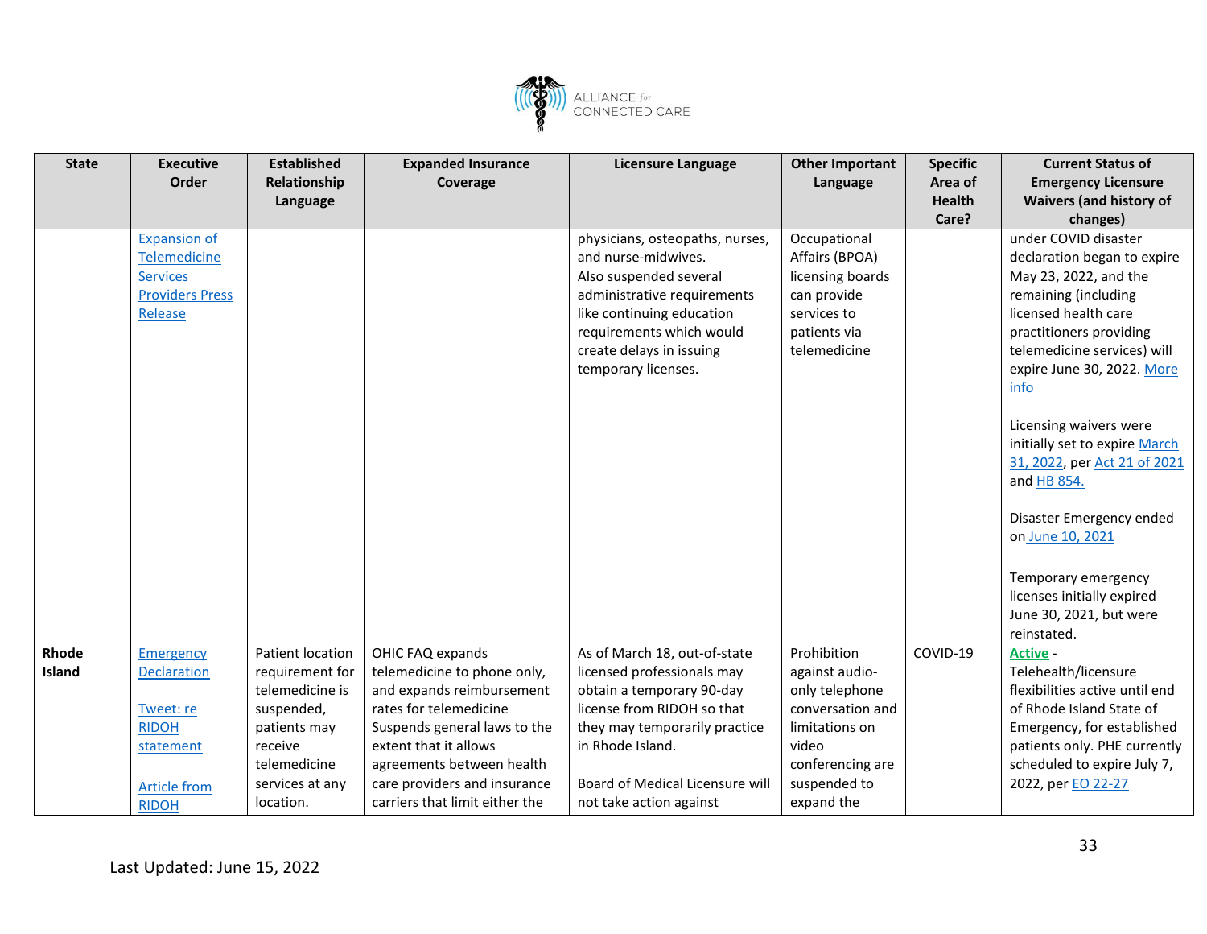| State | Executive Order | Established Relationship Language | Expanded Insurance Coverage | Licensure Language | Other Important Language | Specific Area of Health Care? | Current Status of Emergency Licensure Waivers (and history of changes) |
|---|---|---|---|---|---|---|---|
| | Expansion of Telemedicine Services Providers Press Release | | | physicians, osteopaths, nurses, and nurse-midwives.<br>Also suspended several administrative requirements like continuing education requirements which would create delays in issuing temporary licenses. | Occupational Affairs (BPOA) licensing boards can provide services to patients via telemedicine | | under COVID disaster declaration began to expire May 23, 2022, and the remaining (including licensed health care practitioners providing telemedicine services) will expire June 30, 2022. More info<br><br>Licensing waivers were initially set to expire March 31, 2022, per Act 21 of 2021 and HB 854.<br><br>Disaster Emergency ended on June 10, 2021<br><br>Temporary emergency licenses initially expired June 30, 2021, but were reinstated. |
| **Rhode Island** | Emergency Declaration<br><br>Tweet: re RIDOH statement<br><br>Article from RIDOH | Patient location requirement for telemedicine is suspended, patients may receive telemedicine services at any location. | OHIC FAQ expands telemedicine to phone only, and expands reimbursement rates for telemedicine<br>Suspends general laws to the extent that it allows agreements between health care providers and insurance carriers that limit either the | As of March 18, out-of-state licensed professionals may obtain a temporary 90-day license from RIDOH so that they may temporarily practice in Rhode Island.<br><br>Board of Medical Licensure will not take action against | Prohibition against audio-only telephone conversation and limitations on video conferencing are suspended to expand the | COVID-19 | **Active** - Telehealth/licensure flexibilities active until end of Rhode Island State of Emergency, for established patients only. PHE currently scheduled to expire July 7, 2022, per EO 22-27 |

Last Updated: June 15, 2022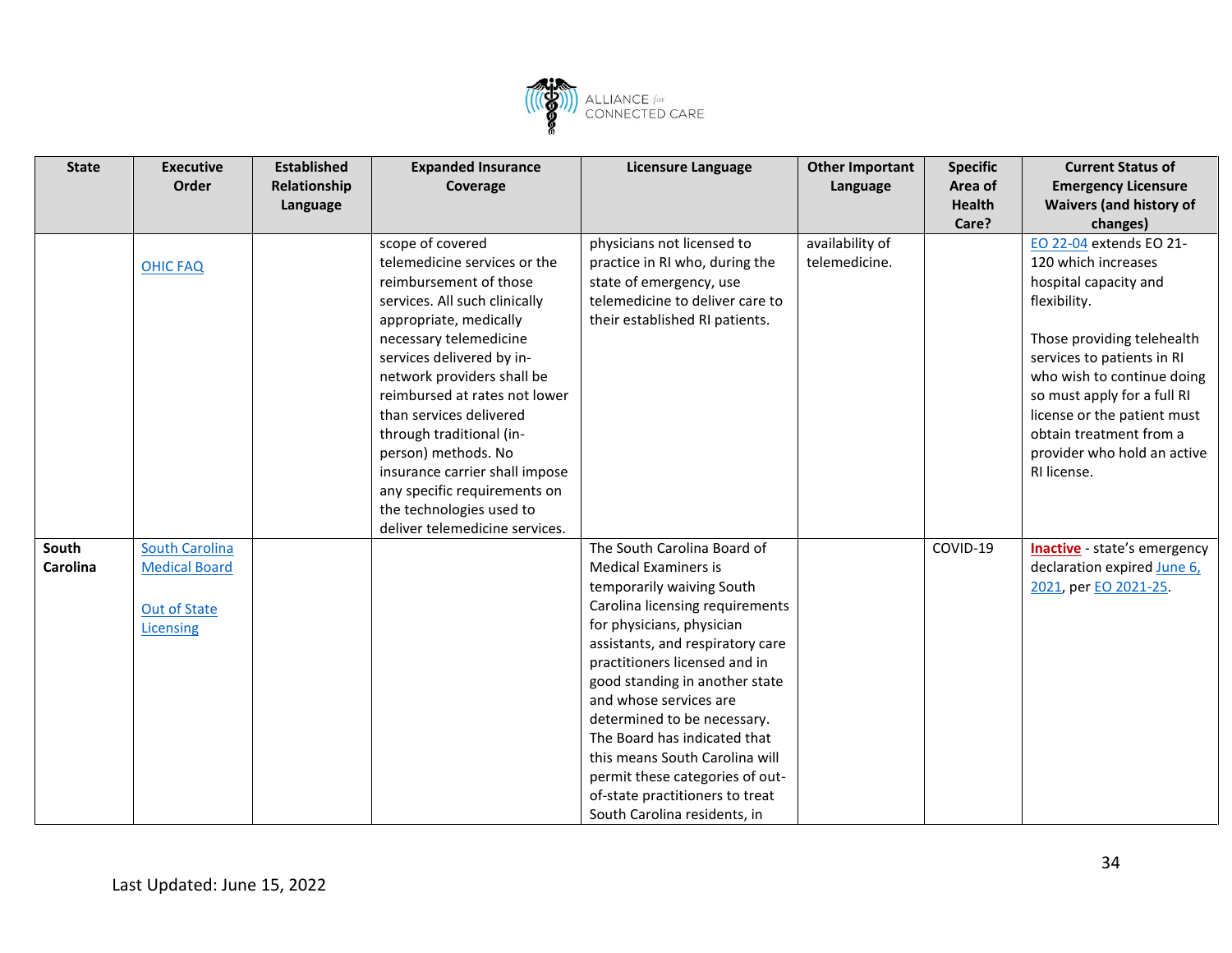| State | Executive Order | Established Relationship Language | Expanded Insurance Coverage | Licensure Language | Other Important Language | Specific Area of Health Care? | Current Status of Emergency Licensure Waivers (and history of changes) |
|---|---|---|---|---|---|---|---|
| | OHIC FAQ | | scope of covered telemedicine services or the reimbursement of those services. All such clinically appropriate, medically necessary telemedicine services delivered by in-network providers shall be reimbursed at rates not lower than services delivered through traditional (in-person) methods. No insurance carrier shall impose any specific requirements on the technologies used to deliver telemedicine services. | physicians not licensed to practice in RI who, during the state of emergency, use telemedicine to deliver care to their established RI patients. | availability of telemedicine. | | EO 22-04 extends EO 21-120 which increases hospital capacity and flexibility.<br><br>Those providing telehealth services to patients in RI who wish to continue doing so must apply for a full RI license or the patient must obtain treatment from a provider who hold an active RI license. |
| **South Carolina** | South Carolina Medical Board<br><br>Out of State Licensing | | | The South Carolina Board of Medical Examiners is temporarily waiving South Carolina licensing requirements for physicians, physician assistants, and respiratory care practitioners licensed and in good standing in another state and whose services are determined to be necessary. The Board has indicated that this means South Carolina will permit these categories of out-of-state practitioners to treat South Carolina residents, in | | COVID-19 | **Inactive** - state's emergency declaration expired June 6, 2021, per EO 2021-25. |

Last Updated: June 15, 2022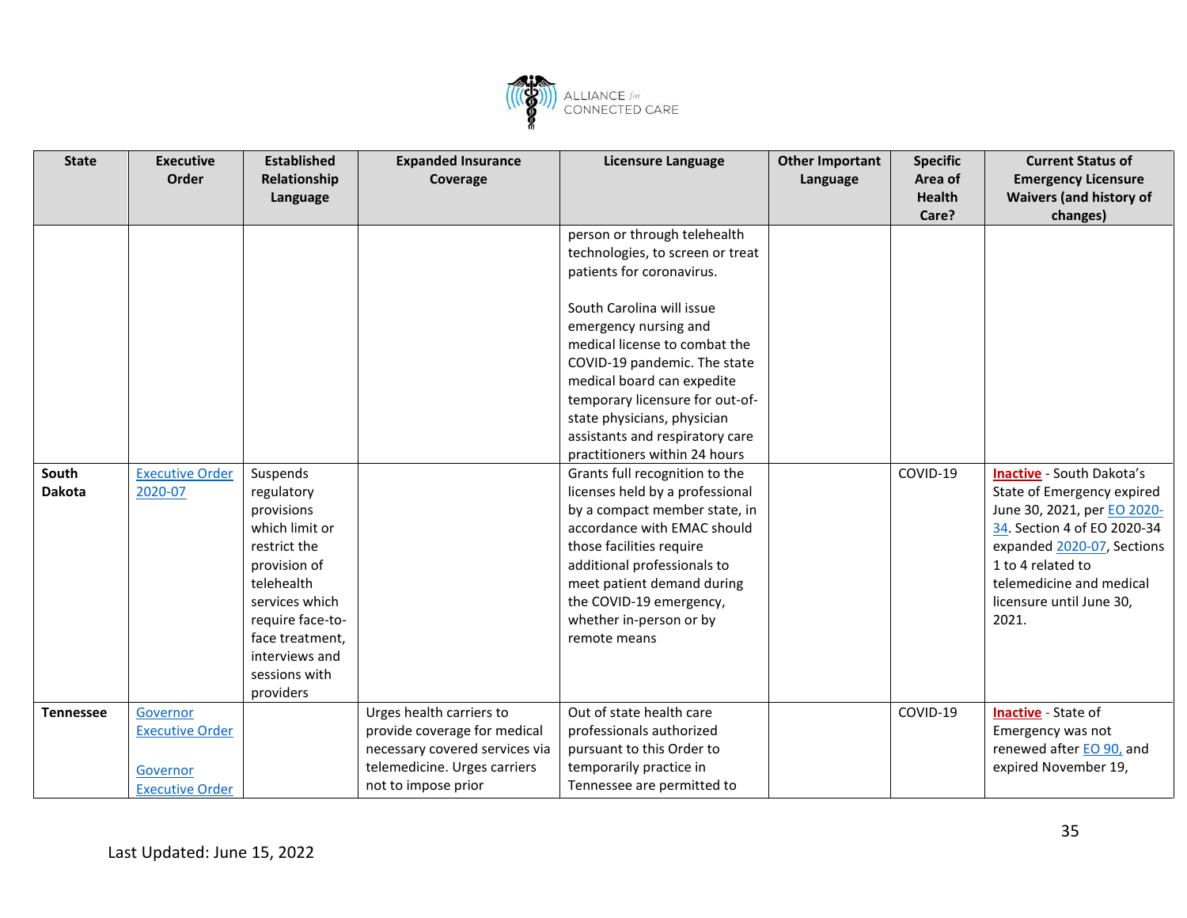| State | Executive Order | Established Relationship Language | Expanded Insurance Coverage | Licensure Language | Other Important Language | Specific Area of Health Care? | Current Status of Emergency Licensure Waivers (and history of changes) |
|---|---|---|---|---|---|---|---|
| | | | | person or through telehealth technologies, to screen or treat patients for coronavirus.<br><br>South Carolina will issue emergency nursing and medical license to combat the COVID-19 pandemic. The state medical board can expedite temporary licensure for out-of-state physicians, physician assistants and respiratory care practitioners within 24 hours | | | |
| **South Dakota** | Executive Order 2020-07 | Suspends regulatory provisions which limit or restrict the provision of telehealth services which require face-to-face treatment, interviews and sessions with providers | | Grants full recognition to the licenses held by a professional by a compact member state, in accordance with EMAC should those facilities require additional professionals to meet patient demand during the COVID-19 emergency, whether in-person or by remote means | | COVID-19 | **Inactive** - South Dakota's State of Emergency expired June 30, 2021, per EO 2020-34. Section 4 of EO 2020-34 expanded 2020-07, Sections 1 to 4 related to telemedicine and medical licensure until June 30, 2021. |
| **Tennessee** | Governor Executive Order<br><br>Governor Executive Order | | Urges health carriers to provide coverage for medical necessary covered services via telemedicine. Urges carriers not to impose prior | Out of state health care professionals authorized pursuant to this Order to temporarily practice in Tennessee are permitted to | | COVID-19 | **Inactive** - State of Emergency was not renewed after EO 90, and expired November 19, |

Last Updated: June 15, 2022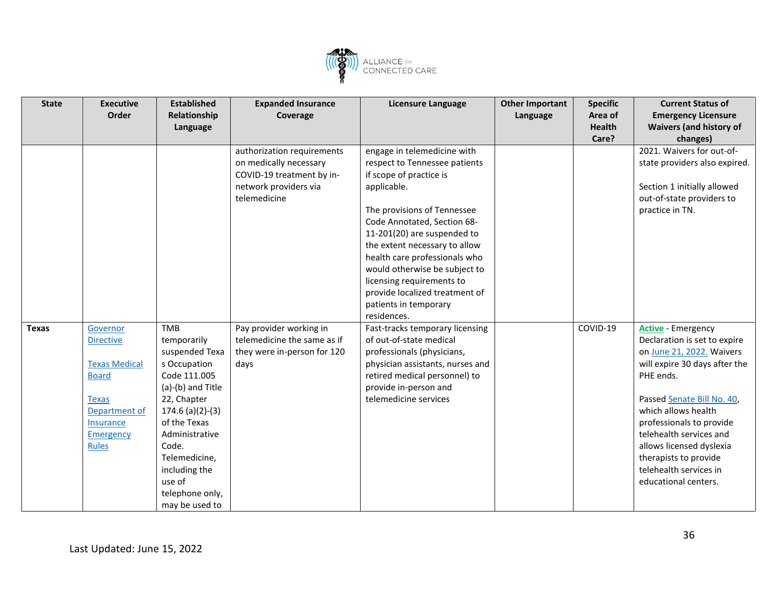| State | Executive Order | Established Relationship Language | Expanded Insurance Coverage | Licensure Language | Other Important Language | Specific Area of Health Care? | Current Status of Emergency Licensure Waivers (and history of changes) |
|---|---|---|---|---|---|---|---|
| | | | authorization requirements on medically necessary COVID-19 treatment by in-network providers via telemedicine | engage in telemedicine with respect to Tennessee patients if scope of practice is applicable.<br><br>The provisions of Tennessee Code Annotated, Section 68-11-201(20) are suspended to the extent necessary to allow health care professionals who would otherwise be subject to licensing requirements to provide localized treatment of patients in temporary residences. | | | 2021. Waivers for out-of-state providers also expired.<br><br>Section 1 initially allowed out-of-state providers to practice in TN. |
| **Texas** | [Governor Directive](#)<br><br>[Texas Medical Board](#)<br><br>[Texas Department of Insurance Emergency Rules](#) | TMB temporarily suspended Texas Occupation Code 111.005 (a)-(b) and Title 22, Chapter 174.6 (a)(2)-(3) of the Texas Administrative Code. Telemedicine, including the use of telephone only, may be used to | Pay provider working in telemedicine the same as if they were in-person for 120 days | Fast-tracks temporary licensing of out-of-state medical professionals (physicians, physician assistants, nurses and retired medical personnel) to provide in-person and telemedicine services | | COVID-19 | **Active** - Emergency Declaration is set to expire on [June 21, 2022.](#) Waivers will expire 30 days after the PHE ends.<br><br>Passed [Senate Bill No. 40](#), which allows health professionals to provide telehealth services and allows licensed dyslexia therapists to provide telehealth services in educational centers. |

Last Updated: June 15, 2022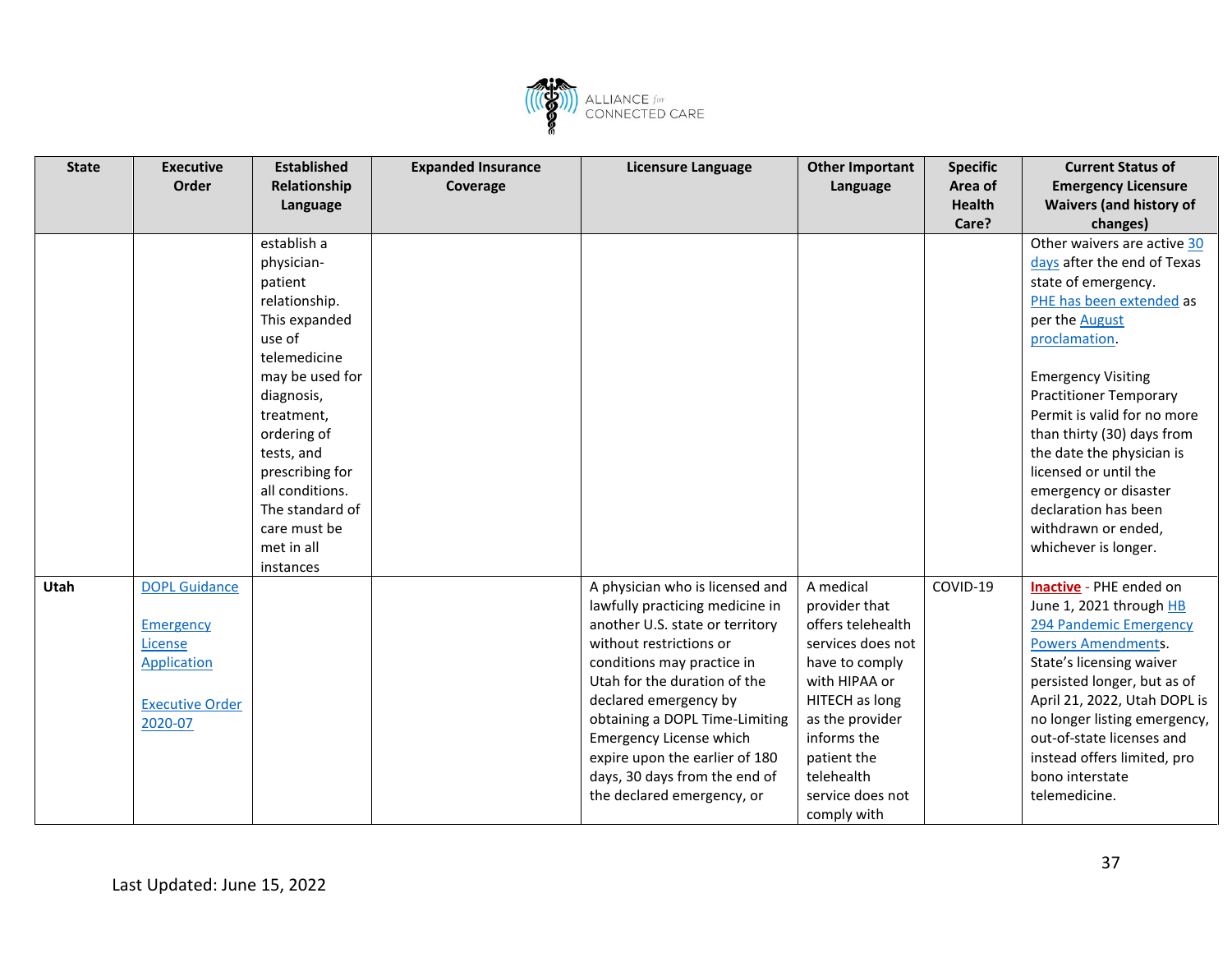| State | Executive Order | Established Relationship Language | Expanded Insurance Coverage | Licensure Language | Other Important Language | Specific Area of Health Care? | Current Status of Emergency Licensure Waivers (and history of changes) |
|---|---|---|---|---|---|---|---|
| | | establish a physician-patient relationship. This expanded use of telemedicine may be used for diagnosis, treatment, ordering of tests, and prescribing for all conditions. The standard of care must be met in all instances | | | | | Other waivers are active 30 days after the end of Texas state of emergency. PHE has been extended as per the August proclamation. <br><br> Emergency Visiting Practitioner Temporary Permit is valid for no more than thirty (30) days from the date the physician is licensed or until the emergency or disaster declaration has been withdrawn or ended, whichever is longer. |
| **Utah** | DOPL Guidance <br><br> Emergency License Application <br><br> Executive Order 2020-07 | | | A physician who is licensed and lawfully practicing medicine in another U.S. state or territory without restrictions or conditions may practice in Utah for the duration of the declared emergency by obtaining a DOPL Time-Limiting Emergency License which expire upon the earlier of 180 days, 30 days from the end of the declared emergency, or | A medical provider that offers telehealth services does not have to comply with HIPAA or HITECH as long as the provider informs the patient the telehealth service does not comply with | COVID-19 | **Inactive** - PHE ended on June 1, 2021 through HB 294 Pandemic Emergency Powers Amendments. State's licensing waiver persisted longer, but as of April 21, 2022, Utah DOPL is no longer listing emergency, out-of-state licenses and instead offers limited, pro bono interstate telemedicine. |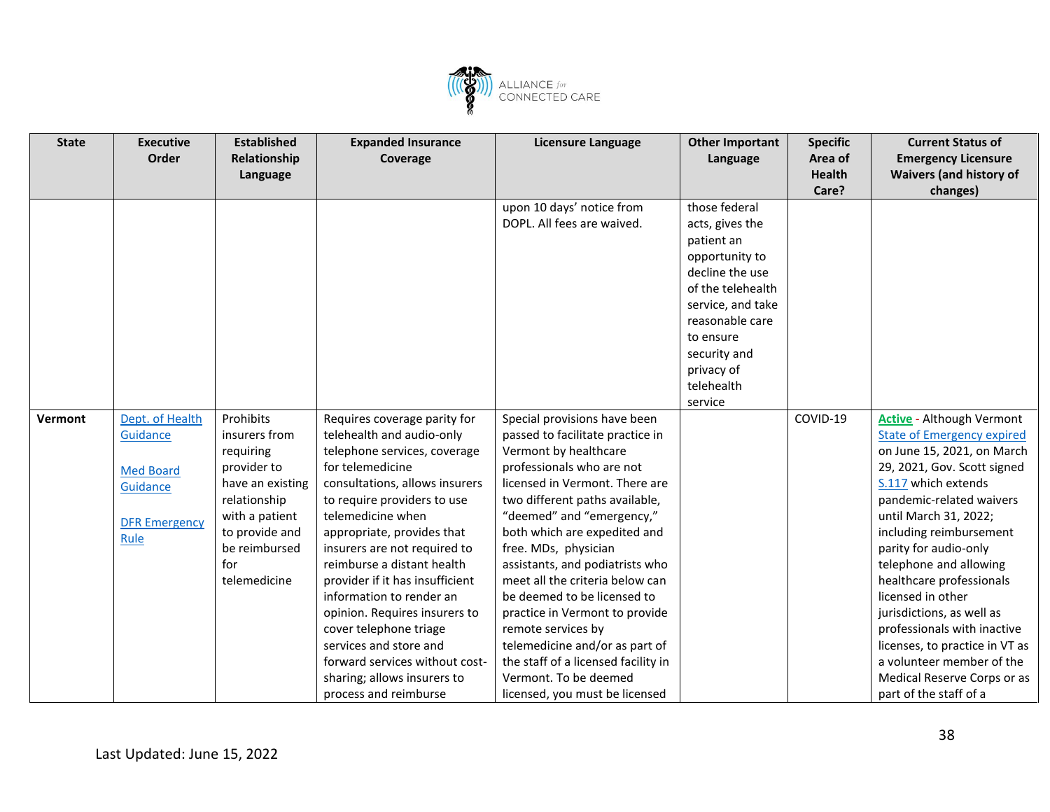| State | Executive Order | Established Relationship Language | Expanded Insurance Coverage | Licensure Language | Other Important Language | Specific Area of Health Care? | Current Status of Emergency Licensure Waivers (and history of changes) |
|---|---|---|---|---|---|---|---|
| | | | | upon 10 days' notice from DOPL. All fees are waived. | those federal acts, gives the patient an opportunity to decline the use of the telehealth service, and take reasonable care to ensure security and privacy of telehealth service | | |
| **Vermont** | Dept. of Health Guidance<br><br>Med Board Guidance<br><br>DFR Emergency Rule | Prohibits insurers from requiring provider to have an existing relationship with a patient to provide and to be reimbursed for telemedicine | Requires coverage parity for telehealth and audio-only telephone services, coverage for telemedicine consultations, allows insurers to require providers to use telemedicine when appropriate, provides that insurers are not required to reimburse a distant health provider if it has insufficient information to render an opinion. Requires insurers to cover telephone triage services and store and forward services without cost-sharing; allows insurers to process and reimburse | Special provisions have been passed to facilitate practice in Vermont by healthcare professionals who are not licensed in Vermont. There are two different paths available, "deemed" and "emergency," both which are expedited and free. MDs, physician assistants, and podiatrists who meet all the criteria below can be deemed to be licensed to practice in Vermont to provide remote services by telemedicine and/or as part of the staff of a licensed facility in Vermont. To be deemed licensed, you must be licensed | | COVID-19 | **Active** - Although Vermont State of Emergency expired on June 15, 2021, on March 29, 2021, Gov. Scott signed S.117 which extends pandemic-related waivers until March 31, 2022; including reimbursement parity for audio-only telephone and allowing healthcare professionals licensed in other jurisdictions, as well as professionals with inactive licenses, to practice in VT as a volunteer member of the Medical Reserve Corps or as part of the staff of a |

Last Updated: June 15, 2022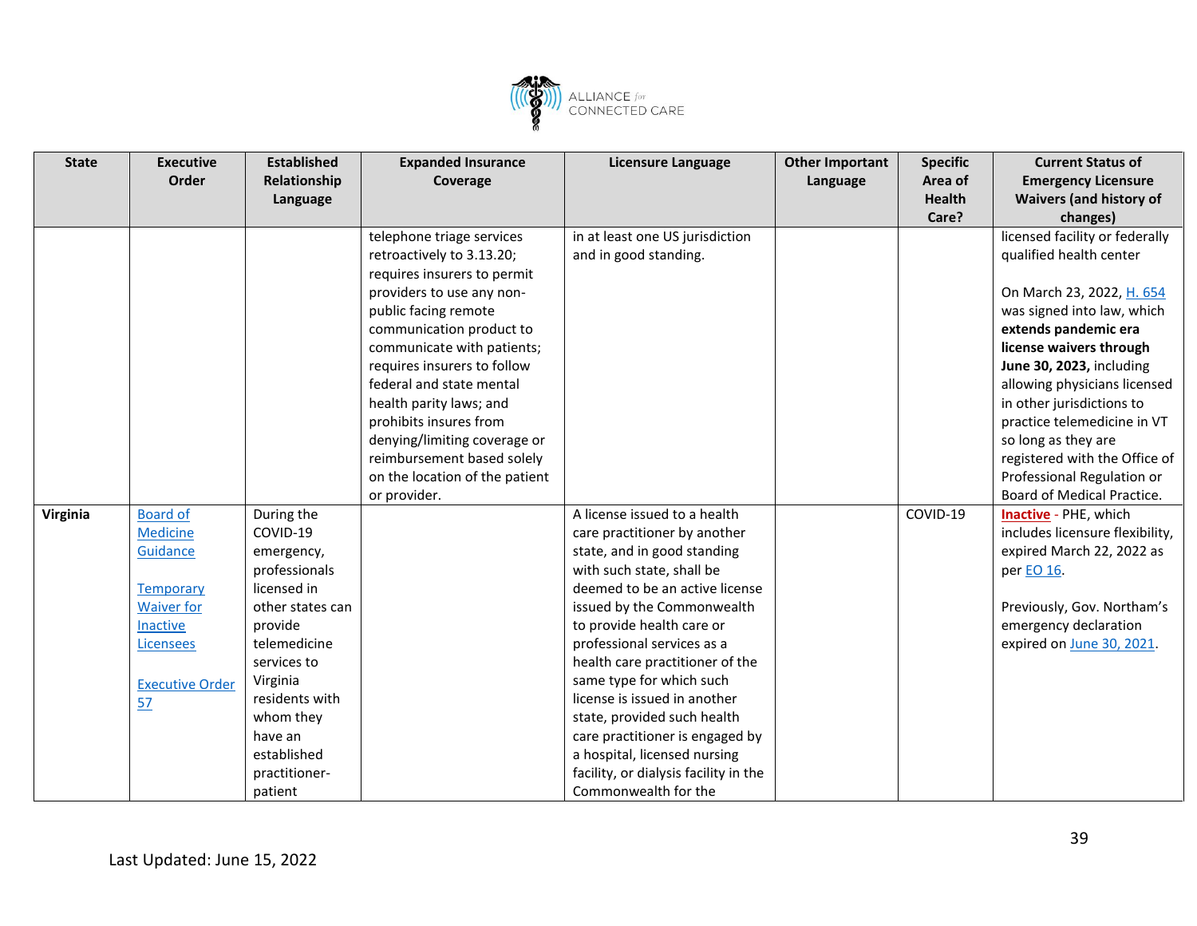| State | Executive Order | Established Relationship Language | Expanded Insurance Coverage | Licensure Language | Other Important Language | Specific Area of Health Care? | Current Status of Emergency Licensure Waivers (and history of changes) |
|---|---|---|---|---|---|---|---|
| | | | telephone triage services retroactively to 3.13.20; requires insurers to permit providers to use any non-public facing remote communication product to communicate with patients; requires insurers to follow federal and state mental health parity laws; and prohibits insures from denying/limiting coverage or reimbursement based solely on the location of the patient or provider. | in at least one US jurisdiction and in good standing. | | | licensed facility or federally qualified health center<br><br>On March 23, 2022, H. 654 was signed into law, which **extends pandemic era license waivers through June 30, 2023,** including allowing physicians licensed in other jurisdictions to practice telemedicine in VT so long as they are registered with the Office of Professional Regulation or Board of Medical Practice. |
| **Virginia** | Board of Medicine Guidance<br><br>Temporary Waiver for Inactive Licensees<br><br>Executive Order 57 | During the COVID-19 emergency, professionals licensed in other states can provide telemedicine services to Virginia residents with whom they have an established practitioner-patient | | A license issued to a health care practitioner by another state, and in good standing with such state, shall be deemed to be an active license issued by the Commonwealth to provide health care or professional services as a health care practitioner of the same type for which such license is issued in another state, provided such health care practitioner is engaged by a hospital, licensed nursing facility, or dialysis facility in the Commonwealth for the | | COVID-19 | **Inactive** - PHE, which includes licensure flexibility, expired March 22, 2022 as per EO 16.<br><br>Previously, Gov. Northam's emergency declaration expired on June 30, 2021. |

Last Updated: June 15, 2022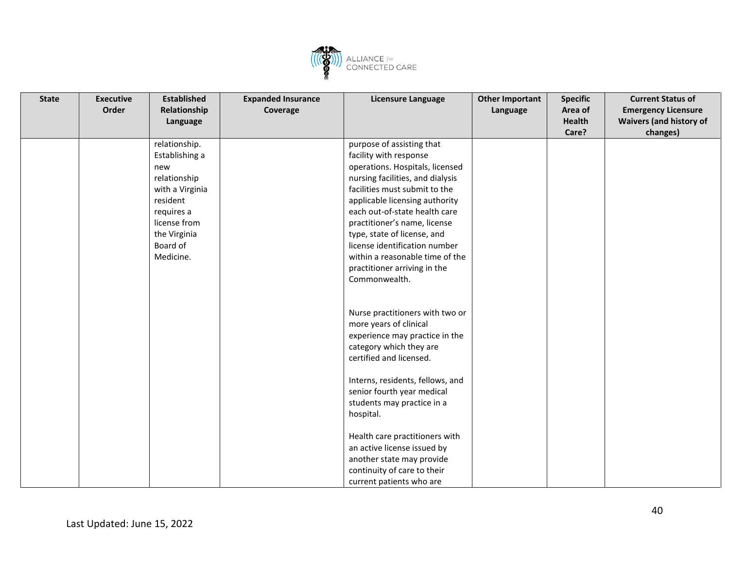| State | Executive Order | Established Relationship Language | Expanded Insurance Coverage | Licensure Language | Other Important Language | Specific Area of Health Care? | Current Status of Emergency Licensure Waivers (and history of changes) |
|---|---|---|---|---|---|---|---|
| | | relationship. Establishing a new relationship with a Virginia resident requires a license from the Virginia Board of Medicine. | | purpose of assisting that facility with response operations. Hospitals, licensed nursing facilities, and dialysis facilities must submit to the applicable licensing authority each out-of-state health care practitioner's name, license type, state of license, and license identification number within a reasonable time of the practitioner arriving in the Commonwealth.<br><br>Nurse practitioners with two or more years of clinical experience may practice in the category which they are certified and licensed.<br><br>Interns, residents, fellows, and senior fourth year medical students may practice in a hospital.<br><br>Health care practitioners with an active license issued by another state may provide continuity of care to their current patients who are | | | |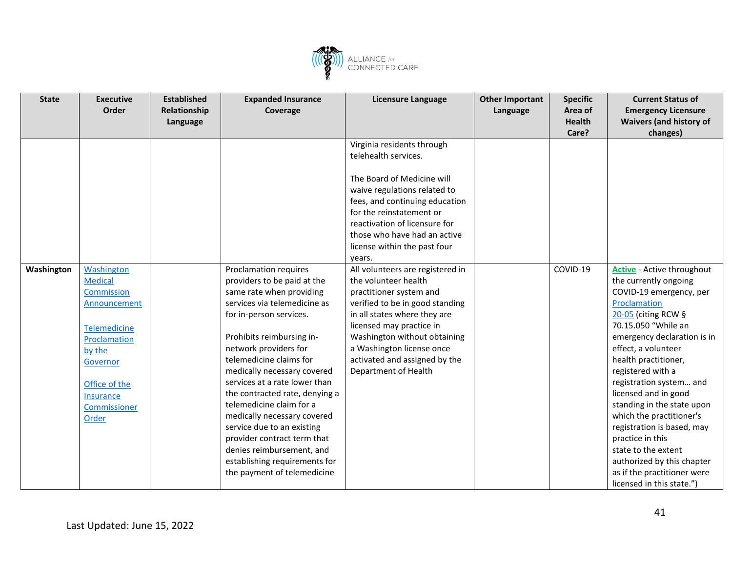| State | Executive Order | Established Relationship Language | Expanded Insurance Coverage | Licensure Language | Other Important Language | Specific Area of Health Care? | Current Status of Emergency Licensure Waivers (and history of changes) |
|---|---|---|---|---|---|---|---|
| | | | | Virginia residents through telehealth services.<br><br>The Board of Medicine will waive regulations related to fees, and continuing education for the reinstatement or reactivation of licensure for those who have had an active license within the past four years. | | | |
| **Washington** | Washington Medical Commission Announcement<br><br>Telemedicine Proclamation by the Governor<br><br>Office of the Insurance Commissioner Order | | Proclamation requires providers to be paid at the same rate when providing services via telemedicine as for in-person services.<br><br>Prohibits reimbursing in-network providers for telemedicine claims for medically necessary covered services at a rate lower than the contracted rate, denying a telemedicine claim for a medically necessary covered service due to an existing provider contract term that denies reimbursement, and establishing requirements for the payment of telemedicine | All volunteers are registered in the volunteer health practitioner system and verified to be in good standing in all states where they are licensed may practice in Washington without obtaining a Washington license once activated and assigned by the Department of Health | | COVID-19 | **Active** - Active throughout the currently ongoing COVID-19 emergency, per Proclamation 20-05 (citing RCW § 70.15.050 "While an emergency declaration is in effect, a volunteer health practitioner, registered with a registration system… and licensed and in good standing in the state upon which the practitioner's registration is based, may practice in this state to the extent authorized by this chapter as if the practitioner were licensed in this state.") |

Last Updated: June 15, 2022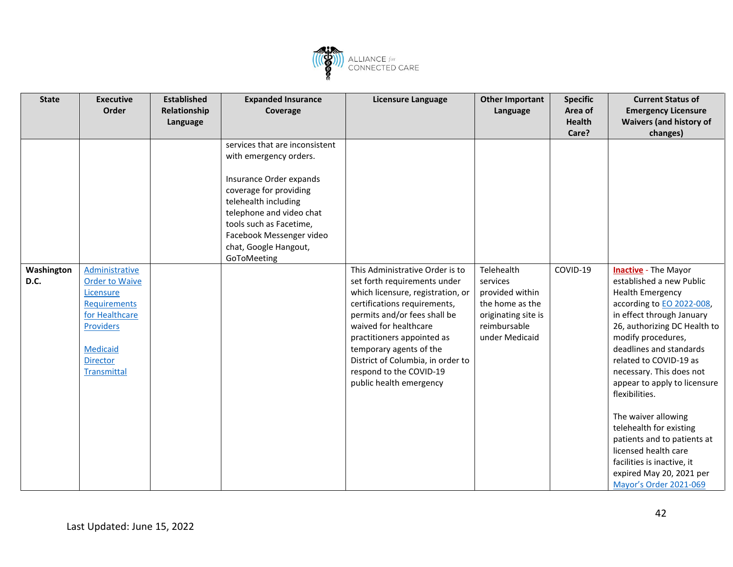| State | Executive Order | Established Relationship Language | Expanded Insurance Coverage | Licensure Language | Other Important Language | Specific Area of Health Care? | Current Status of Emergency Licensure Waivers (and history of changes) |
|---|---|---|---|---|---|---|---|
| | | | services that are inconsistent with emergency orders.<br><br>Insurance Order expands coverage for providing telehealth including telephone and video chat tools such as Facetime, Facebook Messenger video chat, Google Hangout, GoToMeeting | | | | |
| **Washington D.C.** | Administrative Order to Waive Licensure Requirements for Healthcare Providers<br><br>Medicaid Director Transmittal | | | This Administrative Order is to set forth requirements under which licensure, registration, or certifications requirements, permits and/or fees shall be waived for healthcare practitioners appointed as temporary agents of the District of Columbia, in order to respond to the COVID-19 public health emergency | Telehealth services provided within the home as the originating site is reimbursable under Medicaid | COVID-19 | **Inactive** - The Mayor established a new Public Health Emergency according to EO 2022-008, in effect through January 26, authorizing DC Health to modify procedures, deadlines and standards related to COVID-19 as necessary. This does not appear to apply to licensure flexibilities.<br><br>The waiver allowing telehealth for existing patients and to patients at licensed health care facilities is inactive, it expired May 20, 2021 per Mayor's Order 2021-069 |

Last Updated: June 15, 2022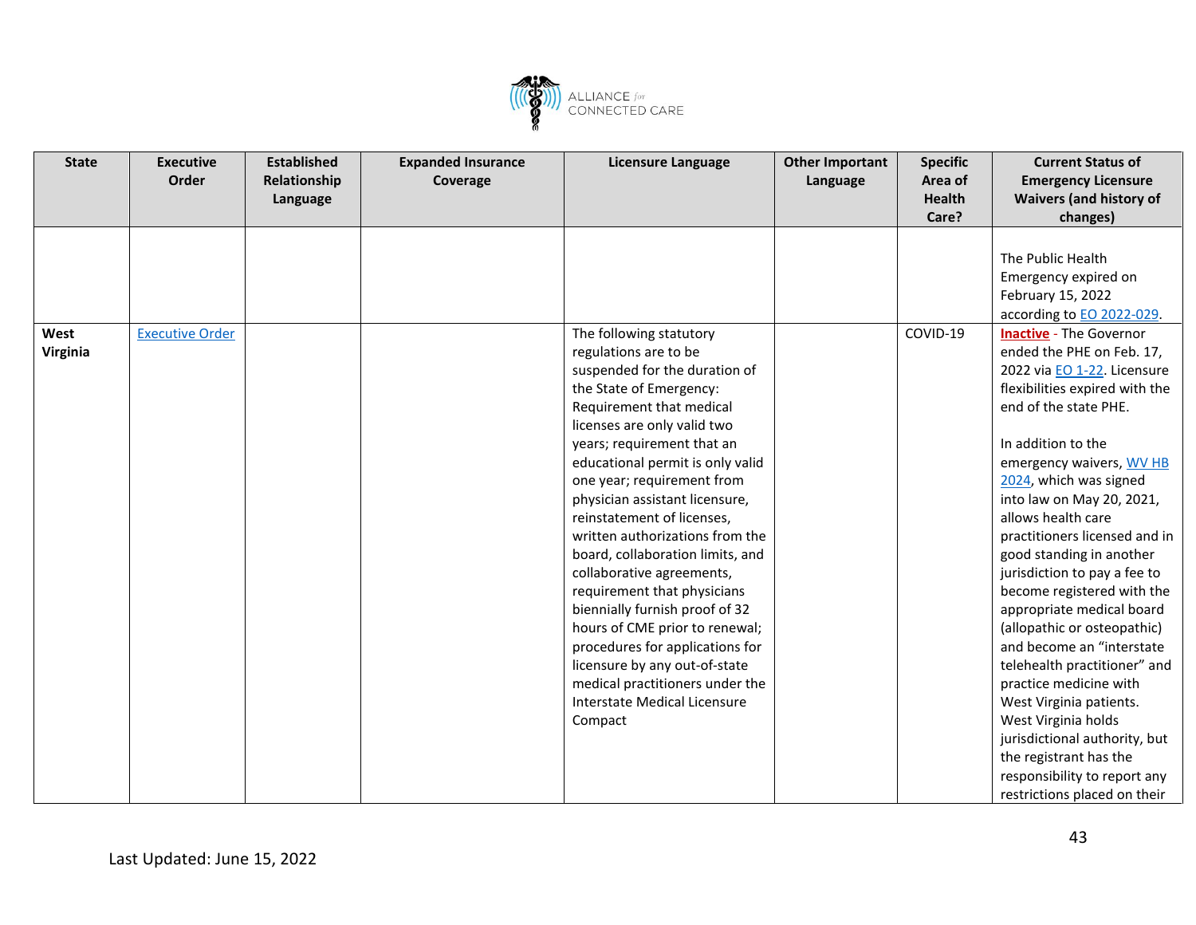| State | Executive Order | Established Relationship Language | Expanded Insurance Coverage | Licensure Language | Other Important Language | Specific Area of Health Care? | Current Status of Emergency Licensure Waivers (and history of changes) |
|---|---|---|---|---|---|---|---|
| | | | | | | | The Public Health Emergency expired on February 15, 2022 according to EO 2022-029. |
| **West Virginia** | Executive Order | | | The following statutory regulations are to be suspended for the duration of the State of Emergency: Requirement that medical licenses are only valid two years; requirement that an educational permit is only valid one year; requirement from physician assistant licensure, reinstatement of licenses, written authorizations from the board, collaboration limits, and collaborative agreements, requirement that physicians biennially furnish proof of 32 hours of CME prior to renewal; procedures for applications for licensure by any out-of-state medical practitioners under the Interstate Medical Licensure Compact | | COVID-19 | **Inactive** - The Governor ended the PHE on Feb. 17, 2022 via EO 1-22. Licensure flexibilities expired with the end of the state PHE.<br><br>In addition to the emergency waivers, WV HB 2024, which was signed into law on May 20, 2021, allows health care practitioners licensed and in good standing in another jurisdiction to pay a fee to become registered with the appropriate medical board (allopathic or osteopathic) and become an "interstate telehealth practitioner" and practice medicine with West Virginia patients. West Virginia holds jurisdictional authority, but the registrant has the responsibility to report any restrictions placed on their |

Last Updated: June 15, 2022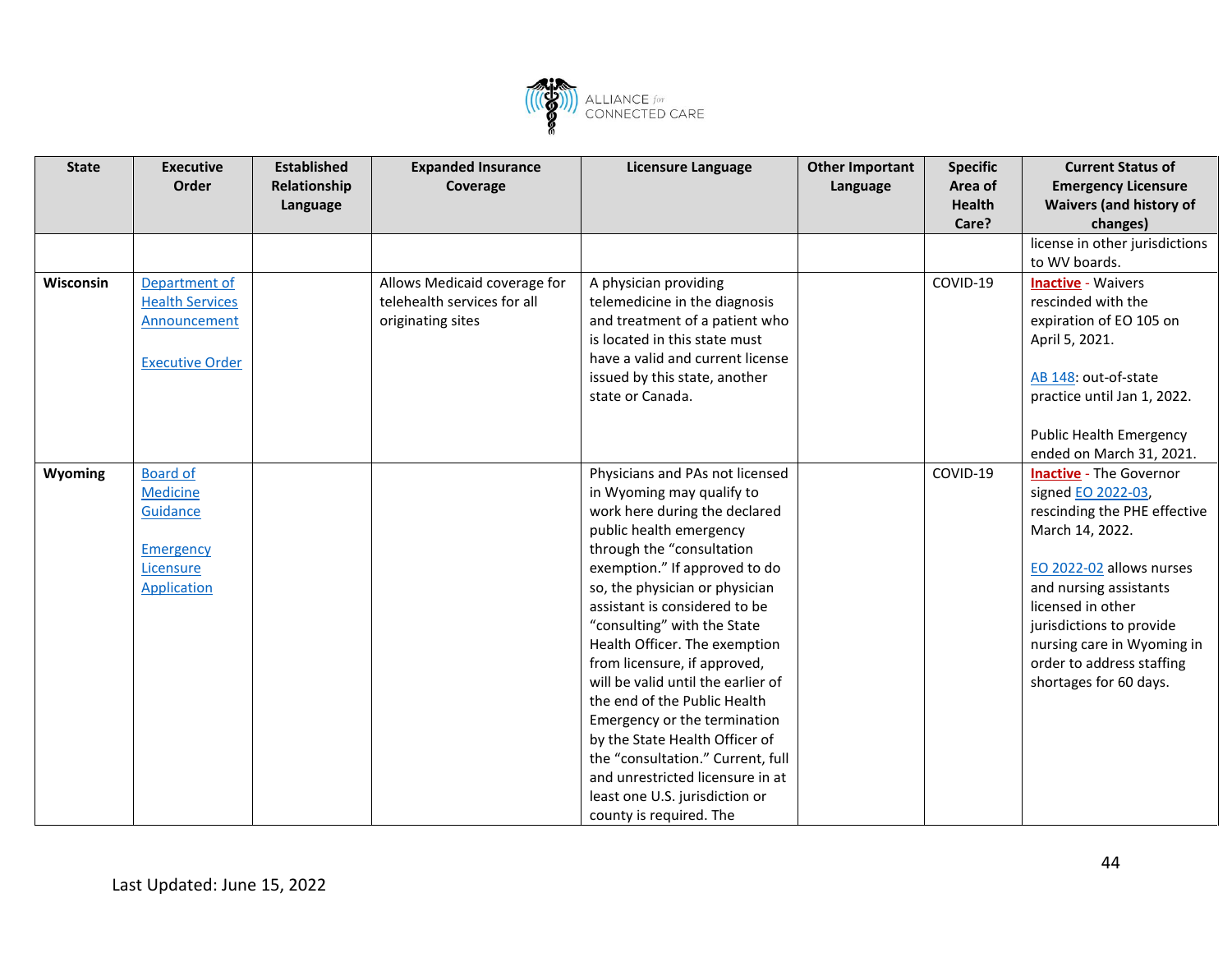| State | Executive Order | Established Relationship Language | Expanded Insurance Coverage | Licensure Language | Other Important Language | Specific Area of Health Care? | Current Status of Emergency Licensure Waivers (and history of changes) |
|---|---|---|---|---|---|---|---|
| | | | | | | | license in other jurisdictions to WV boards. |
| **Wisconsin** | Department of Health Services Announcement<br><br>Executive Order | | Allows Medicaid coverage for telehealth services for all originating sites | A physician providing telemedicine in the diagnosis and treatment of a patient who is located in this state must have a valid and current license issued by this state, another state or Canada. | | COVID-19 | **Inactive** - Waivers rescinded with the expiration of EO 105 on April 5, 2021.<br><br>AB 148: out-of-state practice until Jan 1, 2022.<br><br>Public Health Emergency ended on March 31, 2021. |
| **Wyoming** | Board of Medicine Guidance<br><br>Emergency Licensure Application | | | Physicians and PAs not licensed in Wyoming may qualify to work here during the declared public health emergency through the "consultation exemption." If approved to do so, the physician or physician assistant is considered to be "consulting" with the State Health Officer. The exemption from licensure, if approved, will be valid until the earlier of the end of the Public Health Emergency or the termination by the State Health Officer of the "consultation." Current, full and unrestricted licensure in at least one U.S. jurisdiction or county is required. The | | COVID-19 | **Inactive** - The Governor signed EO 2022-03, rescinding the PHE effective March 14, 2022.<br><br>EO 2022-02 allows nurses and nursing assistants licensed in other jurisdictions to provide nursing care in Wyoming in order to address staffing shortages for 60 days. |

Last Updated: June 15, 2022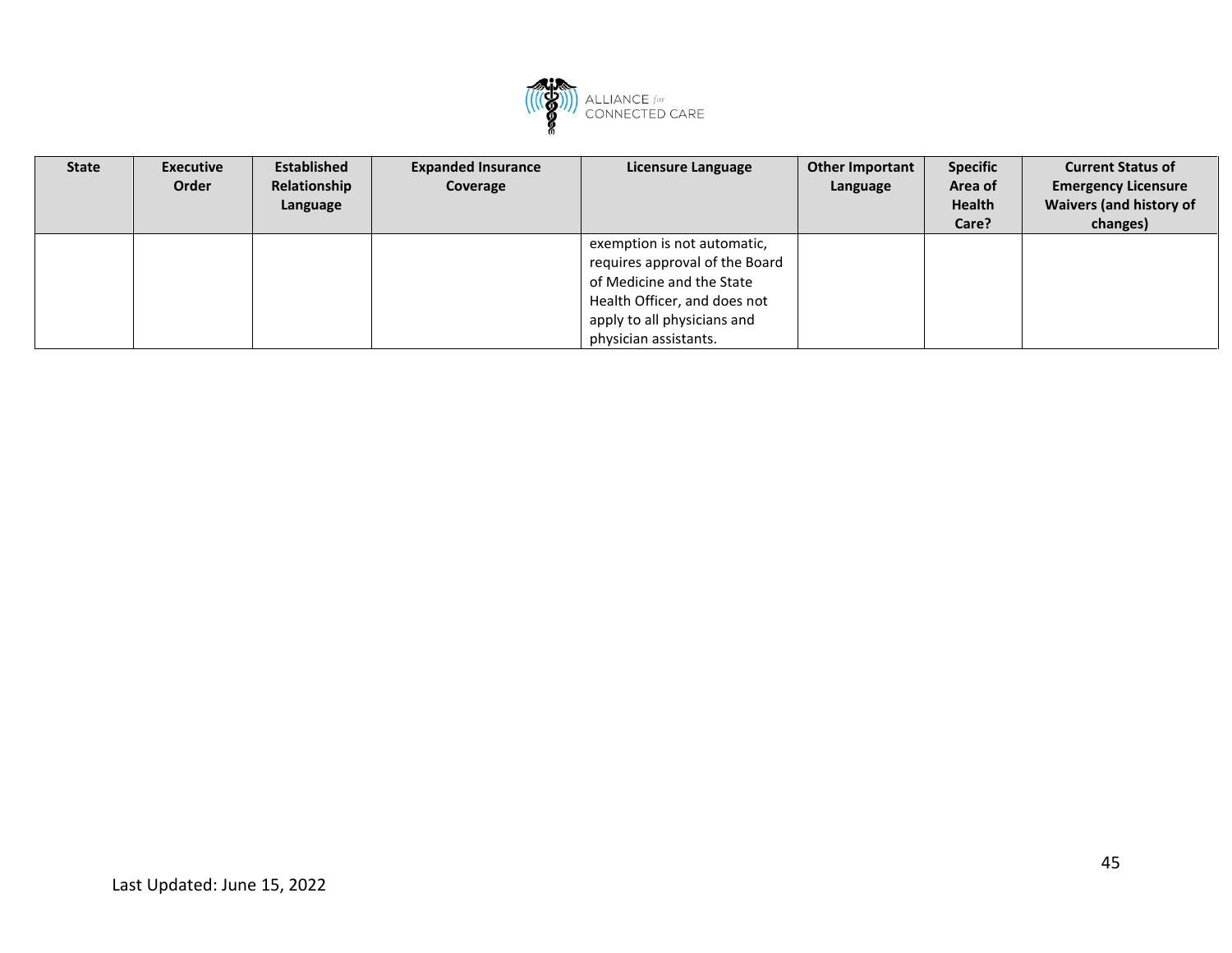| State | Executive Order | Established Relationship Language | Expanded Insurance Coverage | Licensure Language | Other Important Language | Specific Area of Health Care? | Current Status of Emergency Licensure Waivers (and history of changes) |
|---|---|---|---|---|---|---|---|
| | | | | exemption is not automatic, requires approval of the Board of Medicine and the State Health Officer, and does not apply to all physicians and physician assistants. | | | |

Last Updated: June 15, 2022